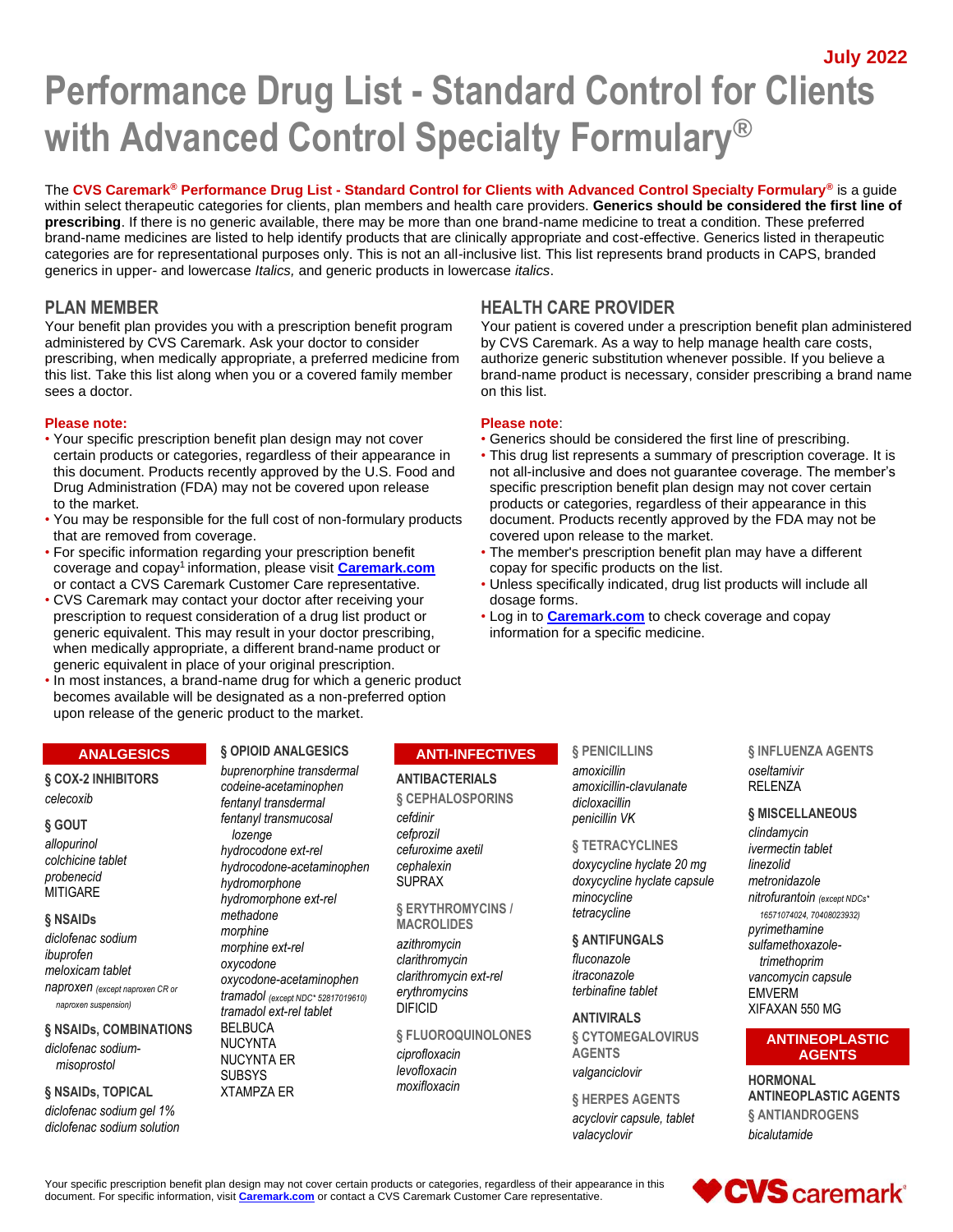July 2022

# Performance Drug List - Standard Control for Clients with Advanced Control Specialty Formulary®

The **CVS Caremark® Performance Drug List - Standard Control for Clients with Advanced Control Specialty Formulary®** is a guide within select therapeutic categories for clients, plan members and health care providers. **Generics should be considered the first line of prescribing**. If there is no generic available, there may be more than one brand-name medicine to treat a condition. These preferred brand-name medicines are listed to help identify products that are clinically appropriate and cost-effective. Generics listed in therapeutic categories are for representational purposes only. This is not an all-inclusive list. This list represents brand products in CAPS, branded generics in upper- and lowercase *Italics,* and generic products in lowercase *italics*.

## PLAN MEMBER

Your benefit plan provides you with a prescription benefit program administered by CVS Caremark. Ask your doctor to consider prescribing, when medically appropriate, a preferred medicine from this list. Take this list along when you or a covered family member sees a doctor.

**Please note:**

- Your specific prescription benefit plan design may not cover certain products or categories, regardless of their appearance in this document. Products recently approved by the U.S. Food and Drug Administration (FDA) may not be covered upon release to the market.
- You may be responsible for the full cost of non-formulary products that are removed from coverage.
- For specific information regarding your prescription benefit coverage and copay[1] information, please visit **Caremark.com** or contact a CVS Caremark Customer Care representative.
- CVS Caremark may contact your doctor after receiving your prescription to request consideration of a drug list product or generic equivalent. This may result in your doctor prescribing, when medically appropriate, a different brand-name product or generic equivalent in place of your original prescription.
- In most instances, a brand-name drug for which a generic product becomes available will be designated as a non-preferred option upon release of the generic product to the market.

## HEALTH CARE PROVIDER

Your patient is covered under a prescription benefit plan administered by CVS Caremark. As a way to help manage health care costs, authorize generic substitution whenever possible. If you believe a brand-name product is necessary, consider prescribing a brand name on this list.

**Please note**:

- Generics should be considered the first line of prescribing.
- This drug list represents a summary of prescription coverage. It is not all-inclusive and does not guarantee coverage. The member's specific prescription benefit plan design may not cover certain products or categories, regardless of their appearance in this document. Products recently approved by the FDA may not be covered upon release to the market.
- The member's prescription benefit plan may have a different copay for specific products on the list.
- Unless specifically indicated, drug list products will include all dosage forms.
- Log in to **Caremark.com** to check coverage and copay information for a specific medicine.

## ANALGESICS

### § COX-2 INHIBITORS
*celecoxib*

### § GOUT
*allopurinol*
*colchicine tablet*
*probenecid*
MITIGARE

### § NSAIDs
*diclofenac sodium*
*ibuprofen*
*meloxicam tablet*
*naproxen* (except naproxen CR or naproxen suspension)

### § NSAIDs, COMBINATIONS
*diclofenac sodium-misoprostol*

### § NSAIDs, TOPICAL
*diclofenac sodium gel 1%*
*diclofenac sodium solution*

### § OPIOID ANALGESICS
*buprenorphine transdermal*
*codeine-acetaminophen*
*fentanyl transdermal*
*fentanyl transmucosal lozenge*
*hydrocodone ext-rel*
*hydrocodone-acetaminophen*
*hydromorphone*
*hydromorphone ext-rel*
*methadone*
*morphine*
*morphine ext-rel*
*oxycodone*
*oxycodone-acetaminophen*
*tramadol* (except NDC* 52817019610)
*tramadol ext-rel tablet*
BELBUCA
NUCYNTA
NUCYNTA ER
SUBSYS
XTAMPZA ER

## ANTI-INFECTIVES

### ANTIBACTERIALS

### § CEPHALOSPORINS
*cefdinir*
*cefprozil*
*cefuroxime axetil*
*cephalexin*
SUPRAX

### § ERYTHROMYCINS / MACROLIDES
*azithromycin*
*clarithromycin*
*clarithromycin ext-rel*
*erythromycins*
DIFICID

### § FLUOROQUINOLONES
*ciprofloxacin*
*levofloxacin*
*moxifloxacin*

### § PENICILLINS
*amoxicillin*
*amoxicillin-clavulanate*
*dicloxacillin*
*penicillin VK*

### § TETRACYCLINES
*doxycycline hyclate 20 mg*
*doxycycline hyclate capsule*
*minocycline*
*tetracycline*

### § ANTIFUNGALS
*fluconazole*
*itraconazole*
*terbinafine tablet*

### ANTIVIRALS

### § CYTOMEGALOVIRUS AGENTS
*valganciclovir*

### § HERPES AGENTS
*acyclovir capsule, tablet*
*valacyclovir*

### § INFLUENZA AGENTS
*oseltamivir*
RELENZA

### § MISCELLANEOUS
*clindamycin*
*ivermectin tablet*
*linezolid*
*metronidazole*
*nitrofurantoin* (except NDCs* 16571074024, 70408023932)
*pyrimethamine*
*sulfamethoxazole-trimethoprim*
*vancomycin capsule*
EMVERM
XIFAXAN 550 MG

## ANTINEOPLASTIC AGENTS

### HORMONAL ANTINEOPLASTIC AGENTS

### § ANTIANDROGENS
*bicalutamide*

Your specific prescription benefit plan design may not cover certain products or categories, regardless of their appearance in this document. For specific information, visit **Caremark.com** or contact a CVS Caremark Customer Care representative.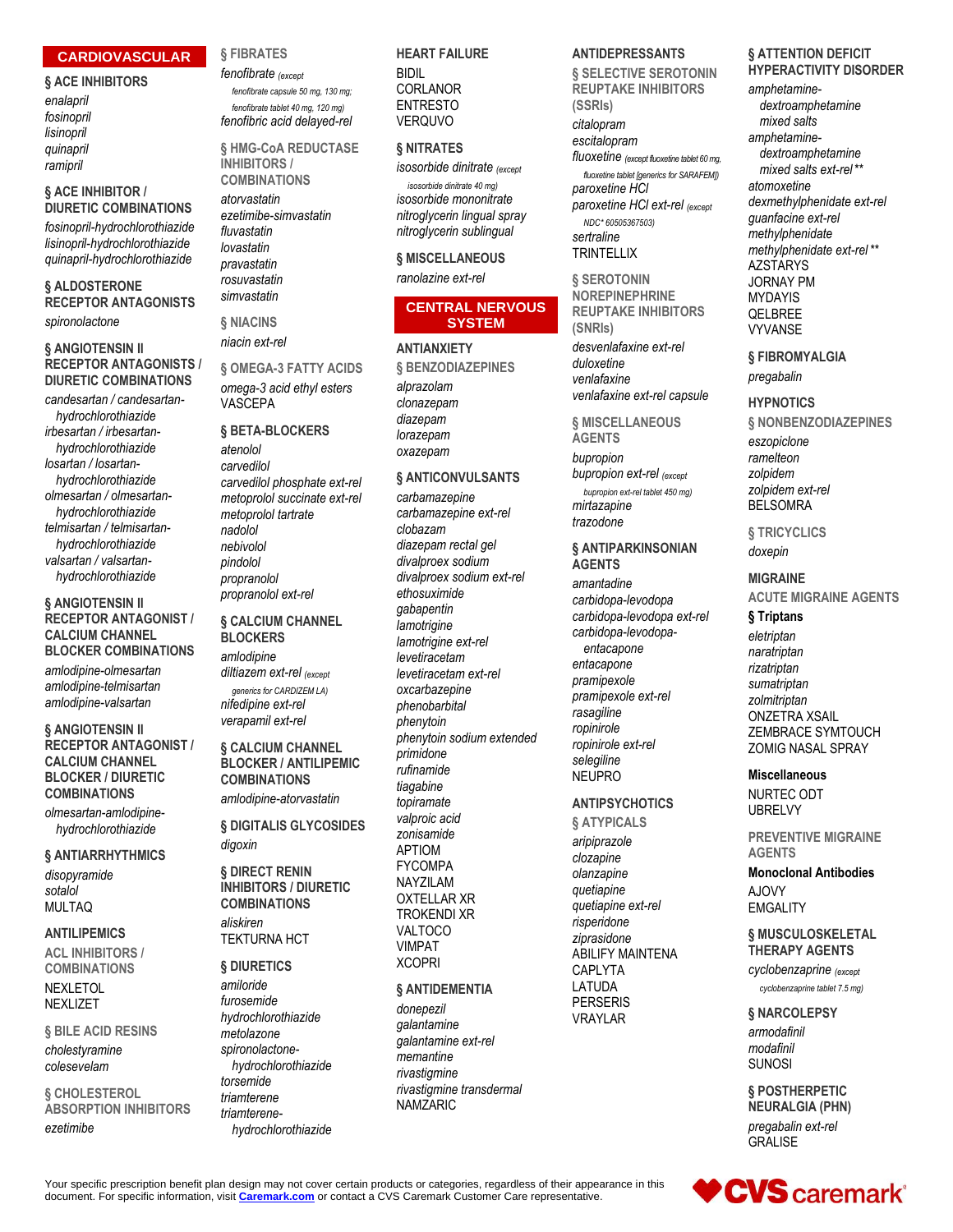## CARDIOVASCULAR

### § ACE INHIBITORS

*enalapril*
*fosinopril*
*lisinopril*
*quinapril*
*ramipril*

### § ACE INHIBITOR / DIURETIC COMBINATIONS

*fosinopril-hydrochlorothiazide*
*lisinopril-hydrochlorothiazide*
*quinapril-hydrochlorothiazide*

### § ALDOSTERONE RECEPTOR ANTAGONISTS

*spironolactone*

### § ANGIOTENSIN II RECEPTOR ANTAGONISTS / DIURETIC COMBINATIONS

*candesartan / candesartan-hydrochlorothiazide*
*irbesartan / irbesartan-hydrochlorothiazide*
*losartan / losartan-hydrochlorothiazide*
*olmesartan / olmesartan-hydrochlorothiazide*
*telmisartan / telmisartan-hydrochlorothiazide*
*valsartan / valsartan-hydrochlorothiazide*

### § ANGIOTENSIN II RECEPTOR ANTAGONIST / CALCIUM CHANNEL BLOCKER COMBINATIONS

*amlodipine-olmesartan*
*amlodipine-telmisartan*
*amlodipine-valsartan*

### § ANGIOTENSIN II RECEPTOR ANTAGONIST / CALCIUM CHANNEL BLOCKER / DIURETIC COMBINATIONS

*olmesartan-amlodipine-hydrochlorothiazide*

### § ANTIARRHYTHMICS

*disopyramide*
*sotalol*
MULTAQ

### ANTILIPEMICS

#### ACL INHIBITORS / COMBINATIONS

NEXLETOL
NEXLIZET

#### § BILE ACID RESINS

*cholestyramine*
*colesevelam*

#### § CHOLESTEROL ABSORPTION INHIBITORS

*ezetimibe*

#### § FIBRATES

*fenofibrate (except fenofibrate capsule 50 mg, 130 mg; fenofibrate tablet 40 mg, 120 mg)*
*fenofibric acid delayed-rel*

#### § HMG-CoA REDUCTASE INHIBITORS / COMBINATIONS

*atorvastatin*
*ezetimibe-simvastatin*
*fluvastatin*
*lovastatin*
*pravastatin*
*rosuvastatin*
*simvastatin*

#### § NIACINS

*niacin ext-rel*

#### § OMEGA-3 FATTY ACIDS

*omega-3 acid ethyl esters*
VASCEPA

### § BETA-BLOCKERS

*atenolol*
*carvedilol*
*carvedilol phosphate ext-rel*
*metoprolol succinate ext-rel*
*metoprolol tartrate*
*nadolol*
*nebivolol*
*pindolol*
*propranolol*
*propranolol ext-rel*

### § CALCIUM CHANNEL BLOCKERS

*amlodipine*
*diltiazem ext-rel (except generics for CARDIZEM LA)*
*nifedipine ext-rel*
*verapamil ext-rel*

### § CALCIUM CHANNEL BLOCKER / ANTILIPEMIC COMBINATIONS

*amlodipine-atorvastatin*

### § DIGITALIS GLYCOSIDES

*digoxin*

### § DIRECT RENIN INHIBITORS / DIURETIC COMBINATIONS

*aliskiren*
TEKTURNA HCT

### § DIURETICS

*amiloride*
*furosemide*
*hydrochlorothiazide*
*metolazone*
*spironolactone-hydrochlorothiazide*
*torsemide*
*triamterene*
*triamterene-hydrochlorothiazide*

### HEART FAILURE

BIDIL
CORLANOR
ENTRESTO
VERQUVO

### § NITRATES

*isosorbide dinitrate (except isosorbide dinitrate 40 mg)*
*isosorbide mononitrate*
*nitroglycerin lingual spray*
*nitroglycerin sublingual*

### § MISCELLANEOUS

*ranolazine ext-rel*

## CENTRAL NERVOUS SYSTEM

### ANTIANXIETY

#### § BENZODIAZEPINES

*alprazolam*
*clonazepam*
*diazepam*
*lorazepam*
*oxazepam*

### § ANTICONVULSANTS

*carbamazepine*
*carbamazepine ext-rel*
*clobazam*
*diazepam rectal gel*
*divalproex sodium*
*divalproex sodium ext-rel*
*ethosuximide*
*gabapentin*
*lamotrigine*
*lamotrigine ext-rel*
*levetiracetam*
*levetiracetam ext-rel*
*oxcarbazepine*
*phenobarbital*
*phenytoin*
*phenytoin sodium extended*
*primidone*
*rufinamide*
*tiagabine*
*topiramate*
*valproic acid*
*zonisamide*
APTIOM
FYCOMPA
NAYZILAM
OXTELLAR XR
TROKENDI XR
VALTOCO
VIMPAT
XCOPRI

### § ANTIDEMENTIA

*donepezil*
*galantamine*
*galantamine ext-rel*
*memantine*
*rivastigmine*
*rivastigmine transdermal*
NAMZARIC

### ANTIDEPRESSANTS

#### § SELECTIVE SEROTONIN REUPTAKE INHIBITORS (SSRIs)

*citalopram*
*escitalopram*
*fluoxetine (except fluoxetine tablet 60 mg, fluoxetine tablet [generics for SARAFEM])*
*paroxetine HCl*
*paroxetine HCl ext-rel (except NDC* 60505367503)*
*sertraline*
TRINTELLIX

#### § SEROTONIN NOREPINEPHRINE REUPTAKE INHIBITORS (SNRIs)

*desvenlafaxine ext-rel*
*duloxetine*
*venlafaxine*
*venlafaxine ext-rel capsule*

#### § MISCELLANEOUS AGENTS

*bupropion*
*bupropion ext-rel (except bupropion ext-rel tablet 450 mg)*
*mirtazapine*
*trazodone*

### § ANTIPARKINSONIAN AGENTS

*amantadine*
*carbidopa-levodopa*
*carbidopa-levodopa ext-rel*
*carbidopa-levodopa-entacapone*
*entacapone*
*pramipexole*
*pramipexole ext-rel*
*rasagiline*
*ropinirole*
*ropinirole ext-rel*
*selegiline*
NEUPRO

### ANTIPSYCHOTICS

#### § ATYPICALS

*aripiprazole*
*clozapine*
*olanzapine*
*quetiapine*
*quetiapine ext-rel*
*risperidone*
*ziprasidone*
ABILIFY MAINTENA
CAPLYTA
LATUDA
PERSERIS
VRAYLAR

### § ATTENTION DEFICIT HYPERACTIVITY DISORDER

*amphetamine-dextroamphetamine mixed salts*
*amphetamine-dextroamphetamine mixed salts ext-rel***
*atomoxetine*
*dexmethylphenidate ext-rel*
*guanfacine ext-rel*
*methylphenidate*
*methylphenidate ext-rel***
AZSTARYS
JORNAY PM
MYDAYIS
QELBREE
VYVANSE

### § FIBROMYALGIA

*pregabalin*

### HYPNOTICS

#### § NONBENZODIAZEPINES

*eszopiclone*
*ramelteon*
*zolpidem*
*zolpidem ext-rel*
BELSOMRA

#### § TRICYCLICS

*doxepin*

### MIGRAINE

#### ACUTE MIGRAINE AGENTS

##### § Triptans

*eletriptan*
*naratriptan*
*rizatriptan*
*sumatriptan*
*zolmitriptan*
ONZETRA XSAIL
ZEMBRACE SYMTOUCH
ZOMIG NASAL SPRAY

##### Miscellaneous

NURTEC ODT
UBRELVY

#### PREVENTIVE MIGRAINE AGENTS

##### Monoclonal Antibodies

AJOVY
EMGALITY

### § MUSCULOSKELETAL THERAPY AGENTS

*cyclobenzaprine (except cyclobenzaprine tablet 7.5 mg)*

### § NARCOLEPSY

*armodafinil*
*modafinil*
SUNOSI

### § POSTHERPETIC NEURALGIA (PHN)

*pregabalin ext-rel*
GRALISE

Your specific prescription benefit plan design may not cover certain products or categories, regardless of their appearance in this document. For specific information, visit [Caremark.com](Caremark.com) or contact a CVS Caremark Customer Care representative.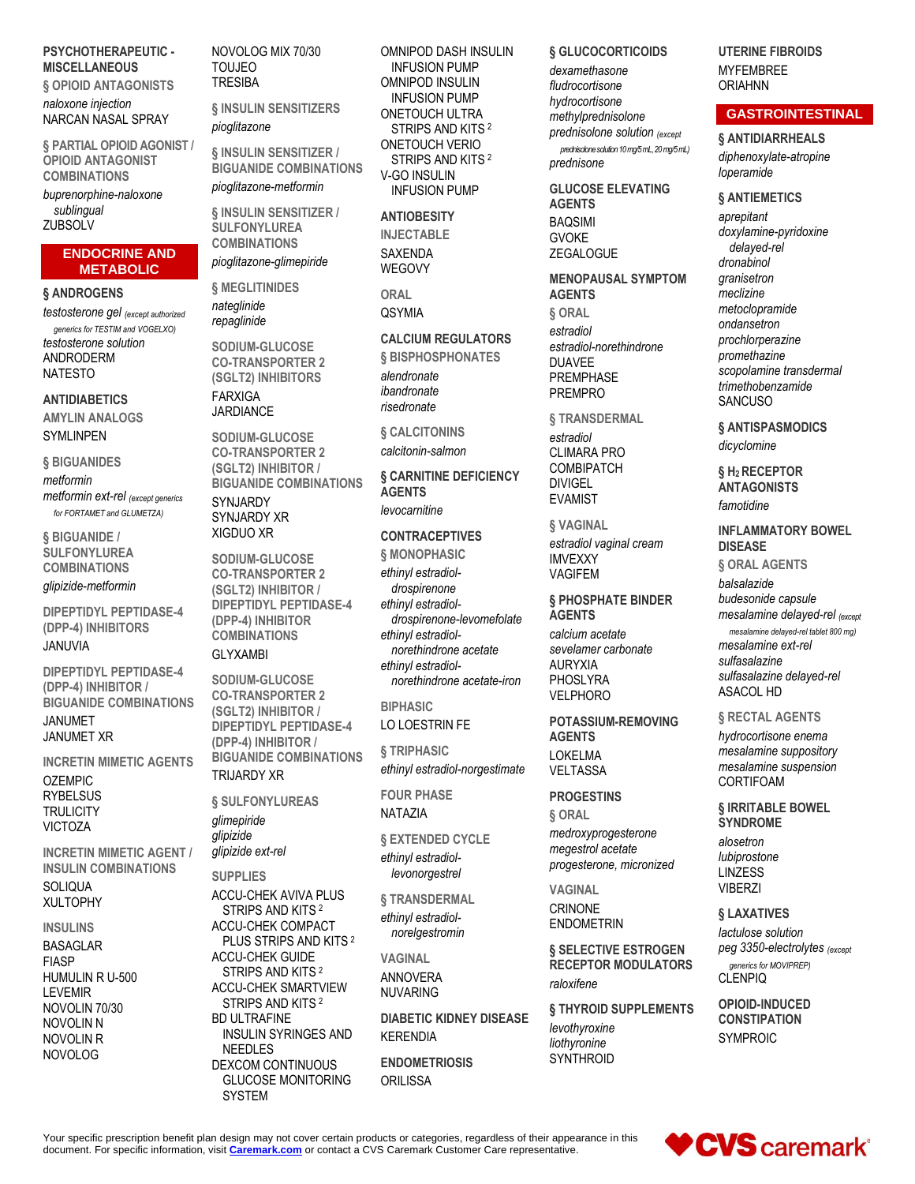**PSYCHOTHERAPEUTIC - MISCELLANEOUS**

**§ OPIOID ANTAGONISTS**

*naloxone injection*
NARCAN NASAL SPRAY

**§ PARTIAL OPIOID AGONIST / OPIOID ANTAGONIST COMBINATIONS**

*buprenorphine-naloxone sublingual*
ZUBSOLV

## ENDOCRINE AND METABOLIC

**§ ANDROGENS**

*testosterone gel* (except authorized generics for TESTIM and VOGELXO)
*testosterone solution*
ANDRODERM
NATESTO

**ANTIDIABETICS**

**AMYLIN ANALOGS**

SYMLINPEN

**§ BIGUANIDES**

*metformin*
*metformin ext-rel* (except generics for FORTAMET and GLUMETZA)

**§ BIGUANIDE / SULFONYLUREA COMBINATIONS**

*glipizide-metformin*

**DIPEPTIDYL PEPTIDASE-4 (DPP-4) INHIBITORS**

JANUVIA

**DIPEPTIDYL PEPTIDASE-4 (DPP-4) INHIBITOR / BIGUANIDE COMBINATIONS**

JANUMET
JANUMET XR

**INCRETIN MIMETIC AGENTS**

OZEMPIC
RYBELSUS
TRULICITY
VICTOZA

**INCRETIN MIMETIC AGENT / INSULIN COMBINATIONS**

SOLIQUA
XULTOPHY

**INSULINS**

BASAGLAR
FIASP
HUMULIN R U-500
LEVEMIR
NOVOLIN 70/30
NOVOLIN N
NOVOLIN R
NOVOLOG
NOVOLOG MIX 70/30
TOUJEO
TRESIBA

**§ INSULIN SENSITIZERS**

*pioglitazone*

**§ INSULIN SENSITIZER / BIGUANIDE COMBINATIONS**

*pioglitazone-metformin*

**§ INSULIN SENSITIZER / SULFONYLUREA COMBINATIONS**

*pioglitazone-glimepiride*

**§ MEGLITINIDES**

*nateglinide*
*repaglinide*

**SODIUM-GLUCOSE CO-TRANSPORTER 2 (SGLT2) INHIBITORS**

FARXIGA
JARDIANCE

**SODIUM-GLUCOSE CO-TRANSPORTER 2 (SGLT2) INHIBITOR / BIGUANIDE COMBINATIONS**

SYNJARDY
SYNJARDY XR
XIGDUO XR

**SODIUM-GLUCOSE CO-TRANSPORTER 2 (SGLT2) INHIBITOR / DIPEPTIDYL PEPTIDASE-4 (DPP-4) INHIBITOR COMBINATIONS**

GLYXAMBI

**SODIUM-GLUCOSE CO-TRANSPORTER 2 (SGLT2) INHIBITOR / DIPEPTIDYL PEPTIDASE-4 (DPP-4) INHIBITOR / BIGUANIDE COMBINATIONS**

TRIJARDY XR

**§ SULFONYLUREAS**

*glimepiride*
*glipizide*
*glipizide ext-rel*

**SUPPLIES**

ACCU-CHEK AVIVA PLUS STRIPS AND KITS [2]
ACCU-CHEK COMPACT PLUS STRIPS AND KITS [2]
ACCU-CHEK GUIDE STRIPS AND KITS [2]
ACCU-CHEK SMARTVIEW STRIPS AND KITS [2]
BD ULTRAFINE INSULIN SYRINGES AND NEEDLES
DEXCOM CONTINUOUS GLUCOSE MONITORING SYSTEM
OMNIPOD DASH INSULIN INFUSION PUMP
OMNIPOD INSULIN INFUSION PUMP
ONETOUCH ULTRA STRIPS AND KITS [2]
ONETOUCH VERIO STRIPS AND KITS [2]
V-GO INSULIN INFUSION PUMP

**ANTIOBESITY**

**INJECTABLE**

SAXENDA
WEGOVY

**ORAL**

QSYMIA

**CALCIUM REGULATORS**

**§ BISPHOSPHONATES**

*alendronate*
*ibandronate*
*risedronate*

**§ CALCITONINS**

*calcitonin-salmon*

**§ CARNITINE DEFICIENCY AGENTS**

*levocarnitine*

**CONTRACEPTIVES**

**§ MONOPHASIC**

*ethinyl estradiol-drospirenone*
*ethinyl estradiol-drospirenone-levomefolate*
*ethinyl estradiol-norethindrone acetate*
*ethinyl estradiol-norethindrone acetate-iron*

**BIPHASIC**

LO LOESTRIN FE

**§ TRIPHASIC**

*ethinyl estradiol-norgestimate*

**FOUR PHASE**

NATAZIA

**§ EXTENDED CYCLE**

*ethinyl estradiol-levonorgestrel*

**§ TRANSDERMAL**

*ethinyl estradiol-norelgestromin*

**VAGINAL**

ANNOVERA
NUVARING

**DIABETIC KIDNEY DISEASE**

KERENDIA

**ENDOMETRIOSIS**

ORILISSA

**§ GLUCOCORTICOIDS**

*dexamethasone*
*fludrocortisone*
*hydrocortisone*
*methylprednisolone*
*prednisolone solution* (except prednisolone solution 10 mg/5 mL, 20 mg/5 mL)
*prednisone*

**GLUCOSE ELEVATING AGENTS**

BAQSIMI
GVOKE
ZEGALOGUE

**MENOPAUSAL SYMPTOM AGENTS**

**§ ORAL**

*estradiol*
*estradiol-norethindrone*
DUAVEE
PREMPHASE
PREMPRO

**§ TRANSDERMAL**

*estradiol*
CLIMARA PRO
COMBIPATCH
DIVIGEL
EVAMIST

**§ VAGINAL**

*estradiol vaginal cream*
IMVEXXY
VAGIFEM

**§ PHOSPHATE BINDER AGENTS**

*calcium acetate*
*sevelamer carbonate*
AURYXIA
PHOSLYRA
VELPHORO

**POTASSIUM-REMOVING AGENTS**

LOKELMA
VELTASSA

**PROGESTINS**

**§ ORAL**

*medroxyprogesterone*
*megestrol acetate*
*progesterone, micronized*

**VAGINAL**

CRINONE
ENDOMETRIN

**§ SELECTIVE ESTROGEN RECEPTOR MODULATORS**

*raloxifene*

**§ THYROID SUPPLEMENTS**

*levothyroxine*
*liothyronine*
SYNTHROID

**UTERINE FIBROIDS**

MYFEMBREE
ORIAHNN

## GASTROINTESTINAL

**§ ANTIDIARRHEALS**

*diphenoxylate-atropine*
*loperamide*

**§ ANTIEMETICS**

*aprepitant*
*doxylamine-pyridoxine delayed-rel*
*dronabinol*
*granisetron*
*meclizine*
*metoclopramide*
*ondansetron*
*prochlorperazine*
*promethazine*
*scopolamine transdermal*
*trimethobenzamide*
SANCUSO

**§ ANTISPASMODICS**

*dicyclomine*

**§ $H_2$ RECEPTOR ANTAGONISTS**

*famotidine*

**INFLAMMATORY BOWEL DISEASE**

**§ ORAL AGENTS**

*balsalazide*
*budesonide capsule*
*mesalamine delayed-rel* (except mesalamine delayed-rel tablet 800 mg)
*mesalamine ext-rel*
*sulfasalazine*
*sulfasalazine delayed-rel*
ASACOL HD

**§ RECTAL AGENTS**

*hydrocortisone enema*
*mesalamine suppository*
*mesalamine suspension*
CORTIFOAM

**§ IRRITABLE BOWEL SYNDROME**

*alosetron*
*lubiprostone*
LINZESS
VIBERZI

**§ LAXATIVES**

*lactulose solution*
*peg 3350-electrolytes* (except generics for MOVIPREP)
CLENPIQ

**OPIOID-INDUCED CONSTIPATION**

SYMPROIC

Your specific prescription benefit plan design may not cover certain products or categories, regardless of their appearance in this document. For specific information, visit Caremark.com or contact a CVS Caremark Customer Care representative.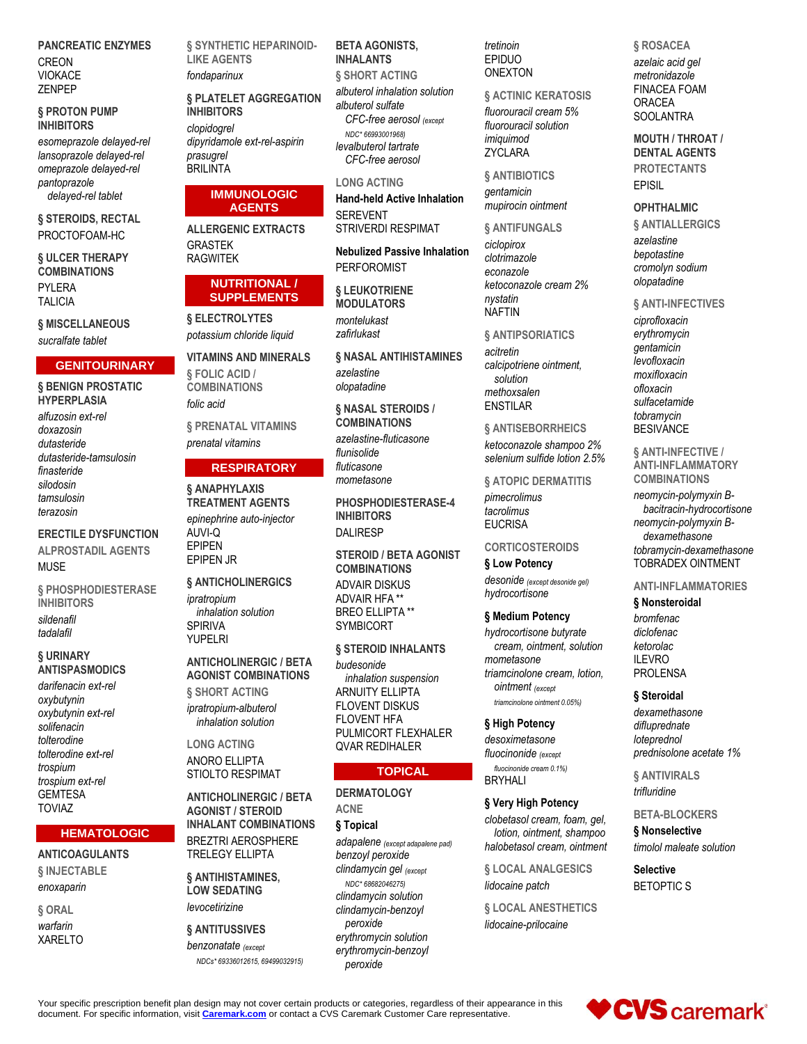**PANCREATIC ENZYMES**

CREON
VIOKACE
ZENPEP

**§ PROTON PUMP INHIBITORS**

*esomeprazole delayed-rel*
*lansoprazole delayed-rel*
*omeprazole delayed-rel*
*pantoprazole delayed-rel tablet*

**§ STEROIDS, RECTAL**

PROCTOFOAM-HC

**§ ULCER THERAPY COMBINATIONS**

PYLERA
TALICIA

**§ MISCELLANEOUS**

*sucralfate tablet*

## GENITOURINARY

**§ BENIGN PROSTATIC HYPERPLASIA**

*alfuzosin ext-rel*
*doxazosin*
*dutasteride*
*dutasteride-tamsulosin*
*finasteride*
*silodosin*
*tamsulosin*
*terazosin*

**ERECTILE DYSFUNCTION**

**ALPROSTADIL AGENTS**

MUSE

**§ PHOSPHODIESTERASE INHIBITORS**

*sildenafil*
*tadalafil*

**§ URINARY ANTISPASMODICS**

*darifenacin ext-rel*
*oxybutynin*
*oxybutynin ext-rel*
*solifenacin*
*tolterodine*
*tolterodine ext-rel*
*trospium*
*trospium ext-rel*
GEMTESA
TOVIAZ

## HEMATOLOGIC

**ANTICOAGULANTS**

**§ INJECTABLE**

*enoxaparin*

**§ ORAL**

*warfarin*
XARELTO

**§ SYNTHETIC HEPARINOID-LIKE AGENTS**

*fondaparinux*

**§ PLATELET AGGREGATION INHIBITORS**

*clopidogrel*
*dipyridamole ext-rel-aspirin*
*prasugrel*
BRILINTA

## IMMUNOLOGIC AGENTS

**ALLERGENIC EXTRACTS**

GRASTEK
RAGWITEK

## NUTRITIONAL / SUPPLEMENTS

**§ ELECTROLYTES**

*potassium chloride liquid*

**VITAMINS AND MINERALS**

**§ FOLIC ACID / COMBINATIONS**

*folic acid*

**§ PRENATAL VITAMINS**

*prenatal vitamins*

## RESPIRATORY

**§ ANAPHYLAXIS TREATMENT AGENTS**

*epinephrine auto-injector*
AUVI-Q
EPIPEN
EPIPEN JR

**§ ANTICHOLINERGICS**

*ipratropium inhalation solution*
SPIRIVA
YUPELRI

**ANTICHOLINERGIC / BETA AGONIST COMBINATIONS**

**§ SHORT ACTING**

*ipratropium-albuterol inhalation solution*

**LONG ACTING**

ANORO ELLIPTA
STIOLTO RESPIMAT

**ANTICHOLINERGIC / BETA AGONIST / STEROID INHALANT COMBINATIONS**

BREZTRI AEROSPHERE
TRELEGY ELLIPTA

**§ ANTIHISTAMINES, LOW SEDATING**

*levocetirizine*

**§ ANTITUSSIVES**

*benzonatate (except NDCs* 69336012615, 69499032915)*

**BETA AGONISTS, INHALANTS**

**§ SHORT ACTING**

*albuterol inhalation solution*
*albuterol sulfate CFC-free aerosol (except NDC* 66993001968)*
*levalbuterol tartrate CFC-free aerosol*

**LONG ACTING**

**Hand-held Active Inhalation**

SEREVENT
STRIVERDI RESPIMAT

**Nebulized Passive Inhalation**

PERFOROMIST

**§ LEUKOTRIENE MODULATORS**

*montelukast*
*zafirlukast*

**§ NASAL ANTIHISTAMINES**

*azelastine*
*olopatadine*

**§ NASAL STEROIDS / COMBINATIONS**

*azelastine-fluticasone*
*flunisolide*
*fluticasone*
*mometasone*

**PHOSPHODIESTERASE-4 INHIBITORS**

DALIRESP

**STEROID / BETA AGONIST COMBINATIONS**

ADVAIR DISKUS
ADVAIR HFA **
BREO ELLIPTA **
SYMBICORT

**§ STEROID INHALANTS**

*budesonide inhalation suspension*
ARNUITY ELLIPTA
FLOVENT DISKUS
FLOVENT HFA
PULMICORT FLEXHALER
QVAR REDIHALER

## TOPICAL

**DERMATOLOGY**

**ACNE**

**§ Topical**

*adapalene (except adapalene pad)*
*benzoyl peroxide*
*clindamycin gel (except NDC* 68682046275)*
*clindamycin solution*
*clindamycin-benzoyl peroxide*
*erythromycin solution*
*erythromycin-benzoyl peroxide*
*tretinoin*
EPIDUO
ONEXTON

**§ ACTINIC KERATOSIS**

*fluorouracil cream 5%*
*fluorouracil solution*
*imiquimod*
ZYCLARA

**§ ANTIBIOTICS**

*gentamicin*
*mupirocin ointment*

**§ ANTIFUNGALS**

*ciclopirox*
*clotrimazole*
*econazole*
*ketoconazole cream 2%*
*nystatin*
NAFTIN

**§ ANTIPSORIATICS**

*acitretin*
*calcipotriene ointment, solution*
*methoxsalen*
ENSTILAR

**§ ANTISEBORRHEICS**

*ketoconazole shampoo 2%*
*selenium sulfide lotion 2.5%*

**§ ATOPIC DERMATITIS**

*pimecrolimus*
*tacrolimus*
EUCRISA

**CORTICOSTEROIDS**

**§ Low Potency**

*desonide (except desonide gel)*
*hydrocortisone*

**§ Medium Potency**

*hydrocortisone butyrate cream, ointment, solution*
*mometasone*
*triamcinolone cream, lotion, ointment (except triamcinolone ointment 0.05%)*

**§ High Potency**

*desoximetasone*
*fluocinonide (except fluocinonide cream 0.1%)*
BRYHALI

**§ Very High Potency**

*clobetasol cream, foam, gel, lotion, ointment, shampoo*
*halobetasol cream, ointment*

**§ LOCAL ANALGESICS**

*lidocaine patch*

**§ LOCAL ANESTHETICS**

*lidocaine-prilocaine*

**§ ROSACEA**

*azelaic acid gel*
*metronidazole*
FINACEA FOAM
ORACEA
SOOLANTRA

**MOUTH / THROAT / DENTAL AGENTS**

**PROTECTANTS**

EPISIL

**OPHTHALMIC**

**§ ANTIALLERGICS**

*azelastine*
*bepotastine*
*cromolyn sodium*
*olopatadine*

**§ ANTI-INFECTIVES**

*ciprofloxacin*
*erythromycin*
*gentamicin*
*levofloxacin*
*moxifloxacin*
*ofloxacin*
*sulfacetamide*
*tobramycin*
BESIVANCE

**§ ANTI-INFECTIVE / ANTI-INFLAMMATORY COMBINATIONS**

*neomycin-polymyxin B-bacitracin-hydrocortisone*
*neomycin-polymyxin B-dexamethasone*
*tobramycin-dexamethasone*
TOBRADEX OINTMENT

**ANTI-INFLAMMATORIES**

**§ Nonsteroidal**

*bromfenac*
*diclofenac*
*ketorolac*
ILEVRO
PROLENSA

**§ Steroidal**

*dexamethasone*
*difluprednate*
*loteprednol*
*prednisolone acetate 1%*

**§ ANTIVIRALS**

*trifluridine*

**BETA-BLOCKERS**

**§ Nonselective**

*timolol maleate solution*

**Selective**

BETOPTIC S

Your specific prescription benefit plan design may not cover certain products or categories, regardless of their appearance in this document. For specific information, visit **Caremark.com** or contact a CVS Caremark Customer Care representative.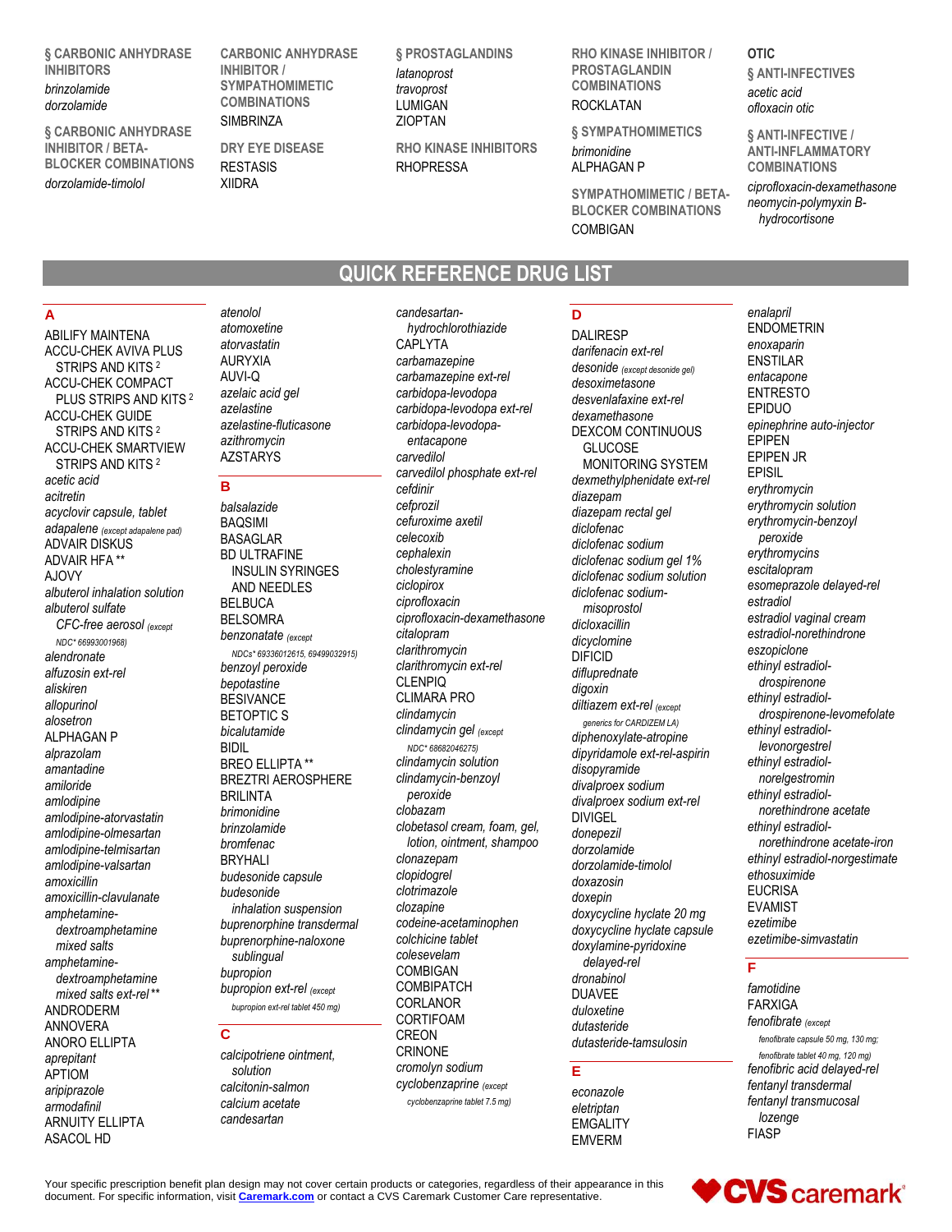### § CARBONIC ANHYDRASE INHIBITORS

*brinzolamide*
*dorzolamide*

### § CARBONIC ANHYDRASE INHIBITOR / BETA-BLOCKER COMBINATIONS

*dorzolamide-timolol*

### CARBONIC ANHYDRASE INHIBITOR / SYMPATHOMIMETIC COMBINATIONS

SIMBRINZA

### DRY EYE DISEASE

RESTASIS
XIIDRA

### § PROSTAGLANDINS

*latanoprost*
*travoprost*
LUMIGAN
ZIOPTAN

### RHO KINASE INHIBITORS

RHOPRESSA

### RHO KINASE INHIBITOR / PROSTAGLANDIN COMBINATIONS

ROCKLATAN

### § SYMPATHOMIMETICS

*brimonidine*
ALPHAGAN P

### SYMPATHOMIMETIC / BETA-BLOCKER COMBINATIONS

COMBIGAN

## OTIC

### § ANTI-INFECTIVES

*acetic acid*
*ofloxacin otic*

### § ANTI-INFECTIVE / ANTI-INFLAMMATORY COMBINATIONS

*ciprofloxacin-dexamethasone*
*neomycin-polymyxin B-hydrocortisone*

# QUICK REFERENCE DRUG LIST

## A

ABILIFY MAINTENA
ACCU-CHEK AVIVA PLUS STRIPS AND KITS [2]
ACCU-CHEK COMPACT PLUS STRIPS AND KITS [2]
ACCU-CHEK GUIDE STRIPS AND KITS [2]
ACCU-CHEK SMARTVIEW STRIPS AND KITS [2]
*acetic acid*
*acitretin*
*acyclovir capsule, tablet*
*adapalene (except adapalene pad)*
ADVAIR DISKUS
ADVAIR HFA **
AJOVY
*albuterol inhalation solution*
*albuterol sulfate CFC-free aerosol (except NDC* 66993001968)*
*alendronate*
*alfuzosin ext-rel*
*aliskiren*
*allopurinol*
*alosetron*
ALPHAGAN P
*alprazolam*
*amantadine*
*amiloride*
*amlodipine*
*amlodipine-atorvastatin*
*amlodipine-olmesartan*
*amlodipine-telmisartan*
*amlodipine-valsartan*
*amoxicillin*
*amoxicillin-clavulanate*
*amphetamine-dextroamphetamine mixed salts*
*amphetamine-dextroamphetamine mixed salts ext-rel* **
ANDRODERM
ANNOVERA
ANORO ELLIPTA
*aprepitant*
APTIOM
*aripiprazole*
*armodafinil*
ARNUITY ELLIPTA
ASACOL HD
*atenolol*
*atomoxetine*
*atorvastatin*
AURYXIA
AUVI-Q
*azelaic acid gel*
*azelastine*
*azelastine-fluticasone*
*azithromycin*
AZSTARYS

## B

*balsalazide*
BAQSIMI
BASAGLAR
BD ULTRAFINE INSULIN SYRINGES AND NEEDLES
BELBUCA
BELSOMRA
*benzonatate (except NDCs* 69336012615, 69499032915)*
*benzoyl peroxide*
*bepotastine*
BESIVANCE
BETOPTIC S
*bicalutamide*
BIDIL
BREO ELLIPTA **
BREZTRI AEROSPHERE
BRILINTA
*brimonidine*
*brinzolamide*
*bromfenac*
BRYHALI
*budesonide capsule*
*budesonide inhalation suspension*
*buprenorphine transdermal*
*buprenorphine-naloxone sublingual*
*bupropion*
*bupropion ext-rel (except bupropion ext-rel tablet 450 mg)*

## C

*calcipotriene ointment, solution*
*calcitonin-salmon*
*calcium acetate*
*candesartan*
*candesartan-hydrochlorothiazide*
CAPLYTA
*carbamazepine*
*carbamazepine ext-rel*
*carbidopa-levodopa*
*carbidopa-levodopa ext-rel*
*carbidopa-levodopa-entacapone*
*carvedilol*
*carvedilol phosphate ext-rel*
*cefdinir*
*cefprozil*
*cefuroxime axetil*
*celecoxib*
*cephalexin*
*cholestyramine*
*ciclopirox*
*ciprofloxacin*
*ciprofloxacin-dexamethasone*
*citalopram*
*clarithromycin*
*clarithromycin ext-rel*
CLENPIQ
CLIMARA PRO
*clindamycin*
*clindamycin gel (except NDC* 68682046275)*
*clindamycin solution*
*clindamycin-benzoyl peroxide*
*clobazam*
*clobetasol cream, foam, gel, lotion, ointment, shampoo*
*clonazepam*
*clopidogrel*
*clotrimazole*
*clozapine*
*codeine-acetaminophen*
*colchicine tablet*
*colesevelam*
COMBIGAN
COMBIPATCH
CORLANOR
CORTIFOAM
CREON
CRINONE
*cromolyn sodium*
*cyclobenzaprine (except cyclobenzaprine tablet 7.5 mg)*

## D

DALIRESP
*darifenacin ext-rel*
*desonide (except desonide gel)*
*desoximetasone*
*desvenlafaxine ext-rel*
*dexamethasone*
DEXCOM CONTINUOUS GLUCOSE MONITORING SYSTEM
*dexmethylphenidate ext-rel*
*diazepam*
*diazepam rectal gel*
*diclofenac*
*diclofenac sodium*
*diclofenac sodium gel 1%*
*diclofenac sodium solution*
*diclofenac sodium-misoprostol*
*dicloxacillin*
*dicyclomine*
DIFICID
*difluprednate*
*digoxin*
*diltiazem ext-rel (except generics for CARDIZEM LA)*
*diphenoxylate-atropine*
*dipyridamole ext-rel-aspirin*
*disopyramide*
*divalproex sodium*
*divalproex sodium ext-rel*
DIVIGEL
*donepezil*
*dorzolamide*
*dorzolamide-timolol*
*doxazosin*
*doxepin*
*doxycycline hyclate 20 mg*
*doxycycline hyclate capsule*
*doxylamine-pyridoxine delayed-rel*
*dronabinol*
DUAVEE
*duloxetine*
*dutasteride*
*dutasteride-tamsulosin*

## E

*econazole*
*eletriptan*
EMGALITY
EMVERM
*enalapril*
ENDOMETRIN
*enoxaparin*
ENSTILAR
*entacapone*
ENTRESTO
EPIDUO
*epinephrine auto-injector*
EPIPEN
EPIPEN JR
EPISIL
*erythromycin*
*erythromycin solution*
*erythromycin-benzoyl peroxide*
*erythromycins*
*escitalopram*
*esomeprazole delayed-rel*
*estradiol*
*estradiol vaginal cream*
*estradiol-norethindrone*
*eszopiclone*
*ethinyl estradiol-drospirenone*
*ethinyl estradiol-drospirenone-levomefolate*
*ethinyl estradiol-levonorgestrel*
*ethinyl estradiol-norelgestromin*
*ethinyl estradiol-norethindrone acetate*
*ethinyl estradiol-norethindrone acetate-iron*
*ethinyl estradiol-norgestimate*
*ethosuximide*
EUCRISA
EVAMIST
*ezetimibe*
*ezetimibe-simvastatin*

## F

*famotidine*
FARXIGA
*fenofibrate (except fenofibrate capsule 50 mg, 130 mg; fenofibrate tablet 40 mg, 120 mg)*
*fenofibric acid delayed-rel*
*fentanyl transdermal*
*fentanyl transmucosal lozenge*
FIASP

Your specific prescription benefit plan design may not cover certain products or categories, regardless of their appearance in this document. For specific information, visit **Caremark.com** or contact a CVS Caremark Customer Care representative.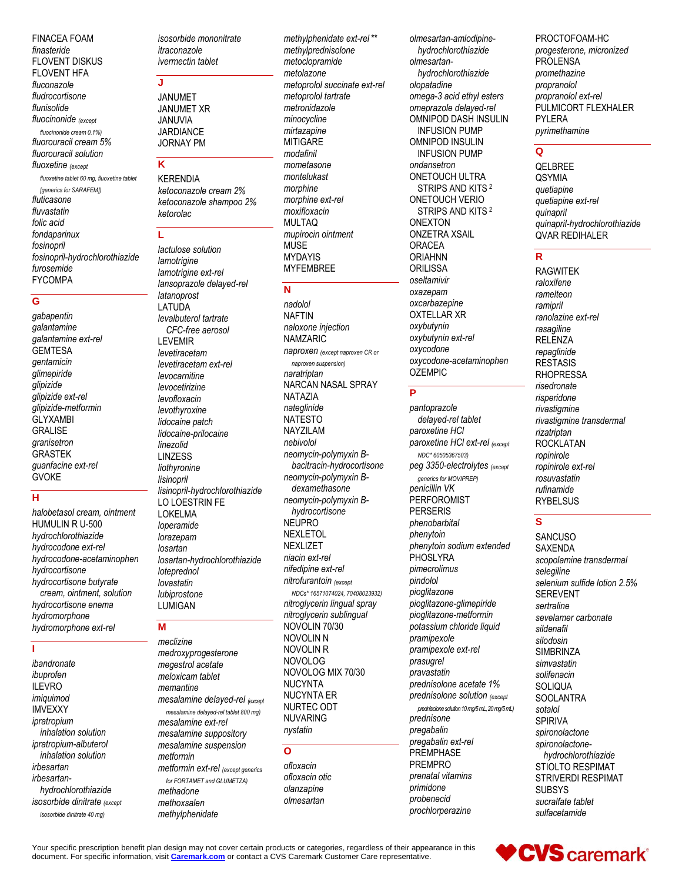FINACEA FOAM
*finasteride*
FLOVENT DISKUS
FLOVENT HFA
*fluconazole*
*fludrocortisone*
*flunisolide*
*fluocinonide* (except fluocinonide cream 0.1%)
*fluorouracil cream 5%*
*fluorouracil solution*
*fluoxetine* (except fluoxetine tablet 60 mg, fluoxetine tablet [generics for SARAFEM])
*fluticasone*
*fluvastatin*
*folic acid*
*fondaparinux*
*fosinopril*
*fosinopril-hydrochlorothiazide*
*furosemide*
FYCOMPA

## G

*gabapentin*
*galantamine*
*galantamine ext-rel*
GEMTESA
*gentamicin*
*glimepiride*
*glipizide*
*glipizide ext-rel*
*glipizide-metformin*
GLYXAMBI
GRALISE
*granisetron*
GRASTEK
*guanfacine ext-rel*
GVOKE

## H

*halobetasol cream, ointment*
HUMULIN R U-500
*hydrochlorothiazide*
*hydrocodone ext-rel*
*hydrocodone-acetaminophen*
*hydrocortisone*
*hydrocortisone butyrate cream, ointment, solution*
*hydrocortisone enema*
*hydromorphone*
*hydromorphone ext-rel*

## I

*ibandronate*
*ibuprofen*
ILEVRO
*imiquimod*
IMVEXXY
*ipratropium inhalation solution*
*ipratropium-albuterol inhalation solution*
*irbesartan*
*irbesartan-hydrochlorothiazide*
*isosorbide dinitrate* (except isosorbide dinitrate 40 mg)
*isosorbide mononitrate*
*itraconazole*
*ivermectin tablet*

## J

JANUMET
JANUMET XR
JANUVIA
JARDIANCE
JORNAY PM

## K

KERENDIA
*ketoconazole cream 2%*
*ketoconazole shampoo 2%*
*ketorolac*

## L

*lactulose solution*
*lamotrigine*
*lamotrigine ext-rel*
*lansoprazole delayed-rel*
*latanoprost*
LATUDA
*levalbuterol tartrate CFC-free aerosol*
LEVEMIR
*levetiracetam*
*levetiracetam ext-rel*
*levocarnitine*
*levocetirizine*
*levofloxacin*
*levothyroxine*
*lidocaine patch*
*lidocaine-prilocaine*
*linezolid*
LINZESS
*liothyronine*
*lisinopril*
*lisinopril-hydrochlorothiazide*
LO LOESTRIN FE
LOKELMA
*loperamide*
*lorazepam*
*losartan*
*losartan-hydrochlorothiazide*
*loteprednol*
*lovastatin*
*lubiprostone*
LUMIGAN

## M

*meclizine*
*medroxyprogesterone*
*megestrol acetate*
*meloxicam tablet*
*memantine*
*mesalamine delayed-rel* (except mesalamine delayed-rel tablet 800 mg)
*mesalamine ext-rel*
*mesalamine suppository*
*mesalamine suspension*
*metformin*
*metformin ext-rel* (except generics for FORTAMET and GLUMETZA)
*methadone*
*methoxsalen*
*methylphenidate*
*methylphenidate ext-rel* **
*methylprednisolone*
*metoclopramide*
*metolazone*
*metoprolol succinate ext-rel*
*metoprolol tartrate*
*metronidazole*
*minocycline*
*mirtazapine*
MITIGARE
*modafinil*
*mometasone*
*montelukast*
*morphine*
*morphine ext-rel*
*moxifloxacin*
MULTAQ
*mupirocin ointment*
MUSE
MYDAYIS
MYFEMBREE

## N

*nadolol*
NAFTIN
*naloxone injection*
NAMZARIC
*naproxen* (except naproxen CR or naproxen suspension)
*naratriptan*
NARCAN NASAL SPRAY
NATAZIA
*nateglinide*
NATESTO
NAYZILAM
*nebivolol*
*neomycin-polymyxin B-bacitracin-hydrocortisone*
*neomycin-polymyxin B-dexamethasone*
*neomycin-polymyxin B-hydrocortisone*
NEUPRO
NEXLETOL
NEXLIZET
*niacin ext-rel*
*nifedipine ext-rel*
*nitrofurantoin* (except NDCs* 16571074024, 70408023932)
*nitroglycerin lingual spray*
*nitroglycerin sublingual*
NOVOLIN 70/30
NOVOLIN N
NOVOLIN R
NOVOLOG
NOVOLOG MIX 70/30
NUCYNTA
NUCYNTA ER
NURTEC ODT
NUVARING
*nystatin*

## O

*ofloxacin*
*ofloxacin otic*
*olanzapine*
*olmesartan*
*olmesartan-amlodipine-hydrochlorothiazide*
*olmesartan-hydrochlorothiazide*
*olopatadine*
*omega-3 acid ethyl esters*
*omeprazole delayed-rel*
OMNIPOD DASH INSULIN INFUSION PUMP
OMNIPOD INSULIN INFUSION PUMP
*ondansetron*
ONETOUCH ULTRA STRIPS AND KITS [2]
ONETOUCH VERIO STRIPS AND KITS [2]
ONEXTON
ONZETRA XSAIL
ORACEA
ORIAHNN
ORILISSA
*oseltamivir*
*oxazepam*
*oxcarbazepine*
OXTELLAR XR
*oxybutynin*
*oxybutynin ext-rel*
*oxycodone*
*oxycodone-acetaminophen*
OZEMPIC

## P

*pantoprazole delayed-rel tablet*
*paroxetine HCl*
*paroxetine HCl ext-rel* (except NDC* 60505367503)
*peg 3350-electrolytes* (except generics for MOVIPREP)
*penicillin VK*
PERFOROMIST
PERSERIS
*phenobarbital*
*phenytoin*
*phenytoin sodium extended*
PHOSLYRA
*pimecrolimus*
*pindolol*
*pioglitazone*
*pioglitazone-glimepiride*
*pioglitazone-metformin*
*potassium chloride liquid*
*pramipexole*
*pramipexole ext-rel*
*prasugrel*
*pravastatin*
*prednisolone acetate 1%*
*prednisolone solution* (except prednisolone solution 10 mg/5 mL, 20 mg/5 mL)
*prednisone*
*pregabalin*
*pregabalin ext-rel*
PREMPHASE
PREMPRO
*prenatal vitamins*
*primidone*
*probenecid*
*prochlorperazine*
PROCTOFOAM-HC
*progesterone, micronized*
PROLENSA
*promethazine*
*propranolol*
*propranolol ext-rel*
PULMICORT FLEXHALER
PYLERA
*pyrimethamine*

## Q

QELBREE
QSYMIA
*quetiapine*
*quetiapine ext-rel*
*quinapril*
*quinapril-hydrochlorothiazide*
QVAR REDIHALER

## R

RAGWITEK
*raloxifene*
*ramelteon*
*ramipril*
*ranolazine ext-rel*
*rasagiline*
RELENZA
*repaglinide*
RESTASIS
RHOPRESSA
*risedronate*
*risperidone*
*rivastigmine*
*rivastigmine transdermal*
*rizatriptan*
ROCKLATAN
*ropinirole*
*ropinirole ext-rel*
*rosuvastatin*
*rufinamide*
RYBELSUS

## S

SANCUSO
SAXENDA
*scopolamine transdermal*
*selegiline*
*selenium sulfide lotion 2.5%*
SEREVENT
*sertraline*
*sevelamer carbonate*
*sildenafil*
*silodosin*
SIMBRINZA
*simvastatin*
*solifenacin*
SOLIQUA
SOOLANTRA
*sotalol*
SPIRIVA
*spironolactone*
*spironolactone-hydrochlorothiazide*
STIOLTO RESPIMAT
STRIVERDI RESPIMAT
SUBSYS
*sucralfate tablet*
*sulfacetamide*

Your specific prescription benefit plan design may not cover certain products or categories, regardless of their appearance in this document. For specific information, visit **Caremark.com** or contact a CVS Caremark Customer Care representative.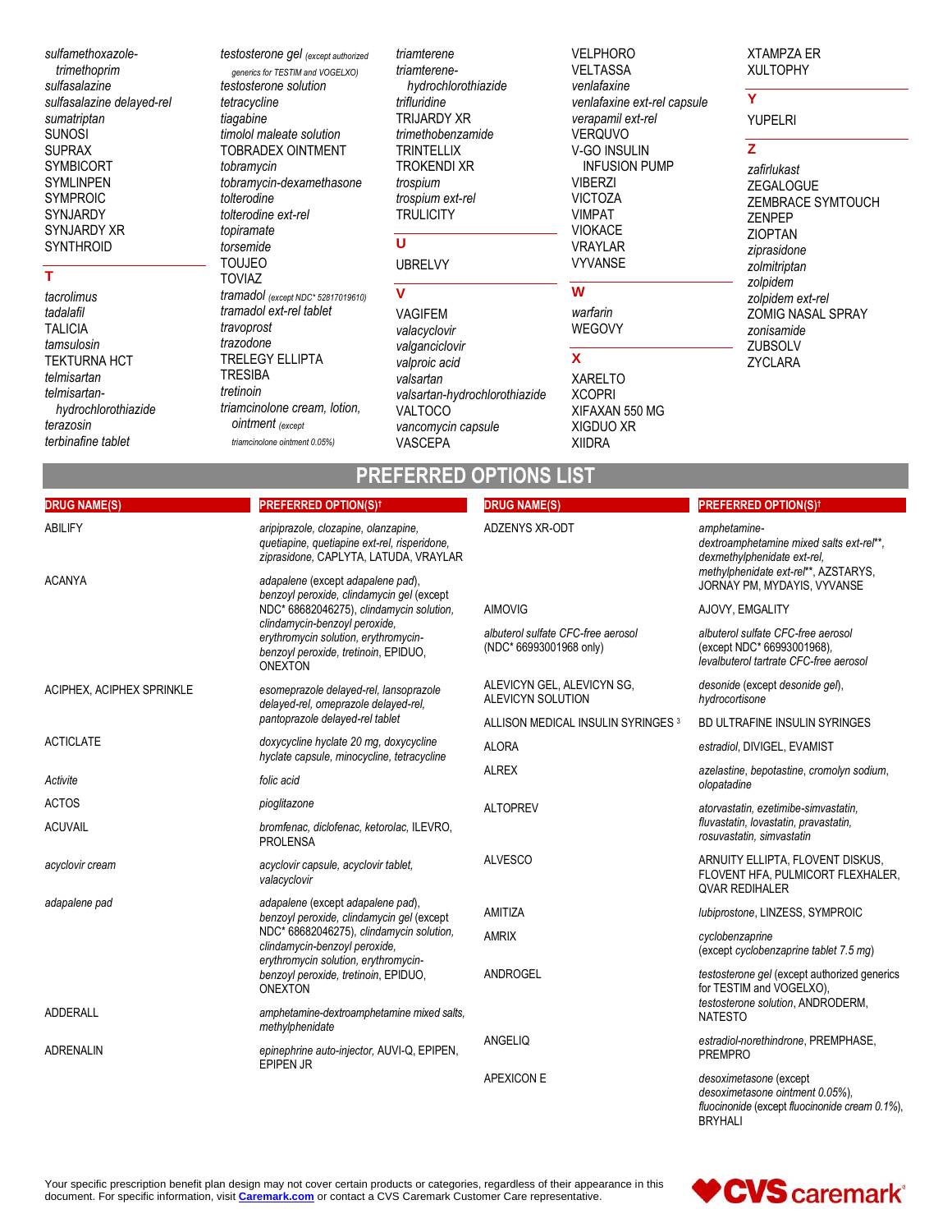*sulfamethoxazole-trimethoprim*
*sulfasalazine*
*sulfasalazine delayed-rel*
*sumatriptan*
SUNOSI
SUPRAX
SYMBICORT
SYMLINPEN
SYMPROIC
SYNJARDY
SYNJARDY XR
SYNTHROID

**T**

*tacrolimus*
*tadalafil*
TALICIA
*tamsulosin*
TEKTURNA HCT
*telmisartan*
*telmisartan-hydrochlorothiazide*
*terazosin*
*terbinafine tablet*
*testosterone gel* (except authorized generics for TESTIM and VOGELXO)
*testosterone solution*
*tetracycline*
*tiagabine*
*timolol maleate solution*
TOBRADEX OINTMENT
*tobramycin*
*tobramycin-dexamethasone*
*tolterodine*
*tolterodine ext-rel*
*topiramate*
*torsemide*
TOUJEO
TOVIAZ
*tramadol* (except NDC* 52817019610)
*tramadol ext-rel tablet*
*travoprost*
*trazodone*
TRELEGY ELLIPTA
TRESIBA
*tretinoin*
*triamcinolone cream, lotion, ointment* (except triamcinolone ointment 0.05%)
*triamterene*
*triamterene-hydrochlorothiazide*
*trifluridine*
TRIJARDY XR
*trimethobenzamide*
TRINTELLIX
TROKENDI XR
*trospium*
*trospium ext-rel*
TRULICITY

**U**

UBRELVY

**V**

VAGIFEM
*valacyclovir*
*valganciclovir*
*valproic acid*
*valsartan*
*valsartan-hydrochlorothiazide*
VALTOCO
*vancomycin capsule*
VASCEPA
VELPHORO
VELTASSA
*venlafaxine*
*venlafaxine ext-rel capsule*
*verapamil ext-rel*
VERQUVO
V-GO INSULIN INFUSION PUMP
VIBERZI
VICTOZA
VIMPAT
VIOKACE
VRAYLAR
VYVANSE

**W**

*warfarin*
WEGOVY

**X**

XARELTO
XCOPRI
XIFAXAN 550 MG
XIGDUO XR
XIIDRA
XTAMPZA ER
XULTOPHY

**Y**

YUPELRI

**Z**

*zafirlukast*
ZEGALOGUE
ZEMBRACE SYMTOUCH
ZENPEP
ZIOPTAN
*ziprasidone*
*zolmitriptan*
*zolpidem*
*zolpidem ext-rel*
ZOMIG NASAL SPRAY
*zonisamide*
ZUBSOLV
ZYCLARA

# PREFERRED OPTIONS LIST

| DRUG NAME(S) | PREFERRED OPTION(S)† |
|---|---|
| ABILIFY | *aripiprazole, clozapine, olanzapine, quetiapine, quetiapine ext-rel, risperidone, ziprasidone*, CAPLYTA, LATUDA, VRAYLAR |
| ACANYA | *adapalene* (except *adapalene pad*), *benzoyl peroxide, clindamycin gel* (except NDC* 68682046275), *clindamycin solution, clindamycin-benzoyl peroxide, erythromycin solution, erythromycin-benzoyl peroxide, tretinoin*, EPIDUO, ONEXTON |
| ACIPHEX, ACIPHEX SPRINKLE | *esomeprazole delayed-rel, lansoprazole delayed-rel, omeprazole delayed-rel, pantoprazole delayed-rel tablet* |
| ACTICLATE | *doxycycline hyclate 20 mg, doxycycline hyclate capsule, minocycline, tetracycline* |
| *Activite* | *folic acid* |
| ACTOS | *pioglitazone* |
| ACUVAIL | *bromfenac, diclofenac, ketorolac*, ILEVRO, PROLENSA |
| *acyclovir cream* | *acyclovir capsule, acyclovir tablet, valacyclovir* |
| *adapalene pad* | *adapalene* (except *adapalene pad*), *benzoyl peroxide, clindamycin gel* (except NDC* 68682046275), *clindamycin solution, clindamycin-benzoyl peroxide, erythromycin solution, erythromycin-benzoyl peroxide, tretinoin*, EPIDUO, ONEXTON |
| ADDERALL | *amphetamine-dextroamphetamine mixed salts, methylphenidate* |
| ADRENALIN | *epinephrine auto-injector*, AUVI-Q, EPIPEN, EPIPEN JR |
| ADZENYS XR-ODT | *amphetamine-dextroamphetamine mixed salts ext-rel*\*\*, *dexmethylphenidate ext-rel, methylphenidate ext-rel*\*\*, AZSTARYS, JORNAY PM, MYDAYIS, VYVANSE |
| AIMOVIG | AJOVY, EMGALITY |
| *albuterol sulfate CFC-free aerosol* (NDC* 66993001968 only) | *albuterol sulfate CFC-free aerosol* (except NDC* 66993001968), *levalbuterol tartrate CFC-free aerosol* |
| ALEVICYN GEL, ALEVICYN SG, ALEVICYN SOLUTION | *desonide* (except *desonide gel*), *hydrocortisone* |
| ALLISON MEDICAL INSULIN SYRINGES [3] | BD ULTRAFINE INSULIN SYRINGES |
| ALORA | *estradiol*, DIVIGEL, EVAMIST |
| ALREX | *azelastine, bepotastine, cromolyn sodium, olopatadine* |
| ALTOPREV | *atorvastatin, ezetimibe-simvastatin, fluvastatin, lovastatin, pravastatin, rosuvastatin, simvastatin* |
| ALVESCO | ARNUITY ELLIPTA, FLOVENT DISKUS, FLOVENT HFA, PULMICORT FLEXHALER, QVAR REDIHALER |
| AMITIZA | *lubiprostone*, LINZESS, SYMPROIC |
| AMRIX | *cyclobenzaprine* (except *cyclobenzaprine tablet 7.5 mg*) |
| ANDROGEL | *testosterone gel* (except authorized generics for TESTIM and VOGELXO), *testosterone solution*, ANDRODERM, NATESTO |
| ANGELIQ | *estradiol-norethindrone*, PREMPHASE, PREMPRO |
| APEXICON E | *desoximetasone* (except *desoximetasone ointment 0.05%*), *fluocinonide* (except *fluocinonide cream 0.1%*), BRYHALI |

Your specific prescription benefit plan design may not cover certain products or categories, regardless of their appearance in this document. For specific information, visit **Caremark.com** or contact a CVS Caremark Customer Care representative.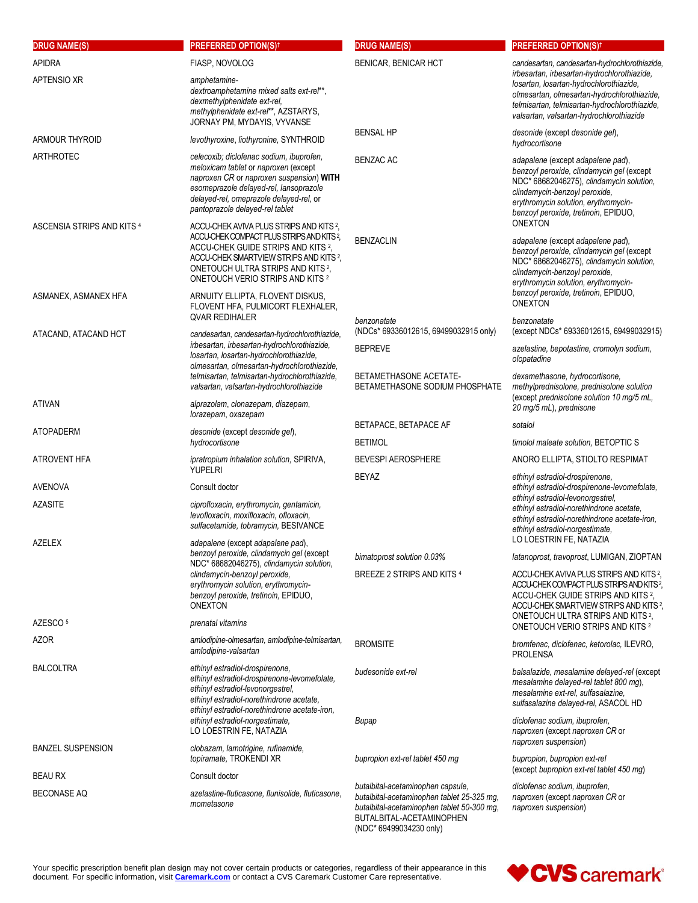| DRUG NAME(S) | PREFERRED OPTION(S)† |
|---|---|
| APIDRA | FIASP, NOVOLOG |
| APTENSIO XR | *amphetamine-dextroamphetamine mixed salts ext-rel***, *dexmethylphenidate ext-rel*, *methylphenidate ext-rel***, AZSTARYS, JORNAY PM, MYDAYIS, VYVANSE |
| ARMOUR THYROID | *levothyroxine*, *liothyronine*, SYNTHROID |
| ARTHROTEC | *celecoxib*; *diclofenac sodium*, *ibuprofen*, *meloxicam tablet* or *naproxen* (except *naproxen CR* or *naproxen suspension*) **WITH** *esomeprazole delayed-rel*, *lansoprazole delayed-rel*, *omeprazole delayed-rel*, or *pantoprazole delayed-rel tablet* |
| ASCENSIA STRIPS AND KITS [4] | ACCU-CHEK AVIVA PLUS STRIPS AND KITS [2], ACCU-CHEK COMPACT PLUS STRIPS AND KITS [2], ACCU-CHEK GUIDE STRIPS AND KITS [2], ACCU-CHEK SMARTVIEW STRIPS AND KITS [2], ONETOUCH ULTRA STRIPS AND KITS [2], ONETOUCH VERIO STRIPS AND KITS [2] |
| ASMANEX, ASMANEX HFA | ARNUITY ELLIPTA, FLOVENT DISKUS, FLOVENT HFA, PULMICORT FLEXHALER, QVAR REDIHALER |
| ATACAND, ATACAND HCT | *candesartan*, *candesartan-hydrochlorothiazide*, *irbesartan*, *irbesartan-hydrochlorothiazide*, *losartan*, *losartan-hydrochlorothiazide*, *olmesartan*, *olmesartan-hydrochlorothiazide*, *telmisartan*, *telmisartan-hydrochlorothiazide*, *valsartan*, *valsartan-hydrochlorothiazide* |
| ATIVAN | *alprazolam*, *clonazepam*, *diazepam*, *lorazepam*, *oxazepam* |
| ATOPADERM | *desonide* (except *desonide gel*), *hydrocortisone* |
| ATROVENT HFA | *ipratropium inhalation solution*, SPIRIVA, YUPELRI |
| AVENOVA | Consult doctor |
| AZASITE | *ciprofloxacin*, *erythromycin*, *gentamicin*, *levofloxacin*, *moxifloxacin*, *ofloxacin*, *sulfacetamide*, *tobramycin*, BESIVANCE |
| AZELEX | *adapalene* (except *adapalene pad*), *benzoyl peroxide*, *clindamycin gel* (except NDC* 68682046275), *clindamycin solution*, *clindamycin-benzoyl peroxide*, *erythromycin solution*, *erythromycin-benzoyl peroxide*, *tretinoin*, EPIDUO, ONEXTON |
| AZESCO [5] | *prenatal vitamins* |
| AZOR | *amlodipine-olmesartan*, *amlodipine-telmisartan*, *amlodipine-valsartan* |
| BALCOLTRA | *ethinyl estradiol-drospirenone*, *ethinyl estradiol-drospirenone-levomefolate*, *ethinyl estradiol-levonorgestrel*, *ethinyl estradiol-norethindrone acetate*, *ethinyl estradiol-norethindrone acetate-iron*, *ethinyl estradiol-norgestimate*, LO LOESTRIN FE, NATAZIA |
| BANZEL SUSPENSION | *clobazam*, *lamotrigine*, *rufinamide*, *topiramate*, TROKENDI XR |
| BEAU RX | Consult doctor |
| BECONASE AQ | *azelastine-fluticasone*, *flunisolide*, *fluticasone*, *mometasone* |
| BENICAR, BENICAR HCT | *candesartan*, *candesartan-hydrochlorothiazide*, *irbesartan*, *irbesartan-hydrochlorothiazide*, *losartan*, *losartan-hydrochlorothiazide*, *olmesartan*, *olmesartan-hydrochlorothiazide*, *telmisartan*, *telmisartan-hydrochlorothiazide*, *valsartan*, *valsartan-hydrochlorothiazide* |
| BENSAL HP | *desonide* (except *desonide gel*), *hydrocortisone* |
| BENZAC AC | *adapalene* (except *adapalene pad*), *benzoyl peroxide*, *clindamycin gel* (except NDC* 68682046275), *clindamycin solution*, *clindamycin-benzoyl peroxide*, *erythromycin solution*, *erythromycin-benzoyl peroxide*, *tretinoin*, EPIDUO, ONEXTON |
| BENZACLIN | *adapalene* (except *adapalene pad*), *benzoyl peroxide*, *clindamycin gel* (except NDC* 68682046275), *clindamycin solution*, *clindamycin-benzoyl peroxide*, *erythromycin solution*, *erythromycin-benzoyl peroxide*, *tretinoin*, EPIDUO, ONEXTON |
| *benzonatate* (NDCs* 69336012615, 69499032915 only) | *benzonatate* (except NDCs* 69336012615, 69499032915) |
| BEPREVE | *azelastine*, *bepotastine*, *cromolyn sodium*, *olopatadine* |
| BETAMETHASONE ACETATE-BETAMETHASONE SODIUM PHOSPHATE | *dexamethasone*, *hydrocortisone*, *methylprednisolone*, *prednisolone solution* (except *prednisolone solution 10 mg/5 mL*, *20 mg/5 mL*), *prednisone* |
| BETAPACE, BETAPACE AF | *sotalol* |
| BETIMOL | *timolol maleate solution*, BETOPTIC S |
| BEVESPI AEROSPHERE | ANORO ELLIPTA, STIOLTO RESPIMAT |
| BEYAZ | *ethinyl estradiol-drospirenone*, *ethinyl estradiol-drospirenone-levomefolate*, *ethinyl estradiol-levonorgestrel*, *ethinyl estradiol-norethindrone acetate*, *ethinyl estradiol-norethindrone acetate-iron*, *ethinyl estradiol-norgestimate*, LO LOESTRIN FE, NATAZIA |
| *bimatoprost solution 0.03%* | *latanoprost*, *travoprost*, LUMIGAN, ZIOPTAN |
| BREEZE 2 STRIPS AND KITS [4] | ACCU-CHEK AVIVA PLUS STRIPS AND KITS [2], ACCU-CHEK COMPACT PLUS STRIPS AND KITS [2], ACCU-CHEK GUIDE STRIPS AND KITS [2], ACCU-CHEK SMARTVIEW STRIPS AND KITS [2], ONETOUCH ULTRA STRIPS AND KITS [2], ONETOUCH VERIO STRIPS AND KITS [2] |
| BROMSITE | *bromfenac*, *diclofenac*, *ketorolac*, ILEVRO, PROLENSA |
| *budesonide ext-rel* | *balsalazide*, *mesalamine delayed-rel* (except *mesalamine delayed-rel tablet 800 mg*), *mesalamine ext-rel*, *sulfasalazine*, *sulfasalazine delayed-rel*, ASACOL HD |
| *Bupap* | *diclofenac sodium*, *ibuprofen*, *naproxen* (except *naproxen CR* or *naproxen suspension*) |
| *bupropion ext-rel tablet 450 mg* | *bupropion*, *bupropion ext-rel* (except *bupropion ext-rel tablet 450 mg*) |
| *butalbital-acetaminophen capsule*, *butalbital-acetaminophen tablet 25-325 mg*, *butalbital-acetaminophen tablet 50-300 mg*, BUTALBITAL-ACETAMINOPHEN (NDC* 69499034230 only) | *diclofenac sodium*, *ibuprofen*, *naproxen* (except *naproxen CR* or *naproxen suspension*) |

Your specific prescription benefit plan design may not cover certain products or categories, regardless of their appearance in this document. For specific information, visit [Caremark.com](https://www.caremark.com) or contact a CVS Caremark Customer Care representative.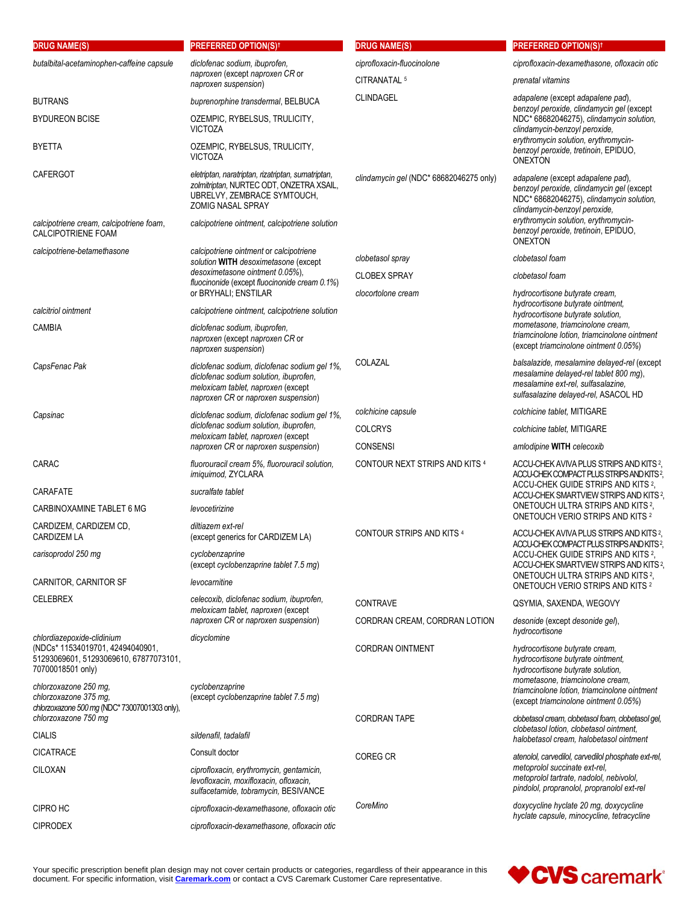| DRUG NAME(S) | PREFERRED OPTION(S)† |
|---|---|
| *butalbital-acetaminophen-caffeine capsule* | *diclofenac sodium, ibuprofen, naproxen* (except *naproxen CR* or *naproxen suspension*) |
| BUTRANS | *buprenorphine transdermal*, BELBUCA |
| BYDUREON BCISE | OZEMPIC, RYBELSUS, TRULICITY, VICTOZA |
| BYETTA | OZEMPIC, RYBELSUS, TRULICITY, VICTOZA |
| CAFERGOT | *eletriptan, naratriptan, rizatriptan, sumatriptan, zolmitriptan*, NURTEC ODT, ONZETRA XSAIL, UBRELVY, ZEMBRACE SYMTOUCH, ZOMIG NASAL SPRAY |
| *calcipotriene cream, calcipotriene foam*, CALCIPOTRIENE FOAM | *calcipotriene ointment, calcipotriene solution* |
| *calcipotriene-betamethasone* | *calcipotriene ointment* or *calcipotriene solution* **WITH** *desoximetasone* (except *desoximetasone ointment 0.05%*), *fluocinonide* (except *fluocinonide cream 0.1%*) or BRYHALI; ENSTILAR |
| *calcitriol ointment* | *calcipotriene ointment, calcipotriene solution* |
| CAMBIA | *diclofenac sodium, ibuprofen, naproxen* (except *naproxen CR* or *naproxen suspension*) |
| *CapsFenac Pak* | *diclofenac sodium, diclofenac sodium gel 1%, diclofenac sodium solution, ibuprofen, meloxicam tablet, naproxen* (except *naproxen CR* or *naproxen suspension*) |
| *Capsinac* | *diclofenac sodium, diclofenac sodium gel 1%, diclofenac sodium solution, ibuprofen, meloxicam tablet, naproxen* (except *naproxen CR* or *naproxen suspension*) |
| CARAC | *fluorouracil cream 5%, fluorouracil solution, imiquimod*, ZYCLARA |
| CARAFATE | *sucralfate tablet* |
| CARBINOXAMINE TABLET 6 MG | *levocetirizine* |
| CARDIZEM, CARDIZEM CD, CARDIZEM LA | *diltiazem ext-rel* (except generics for CARDIZEM LA) |
| *carisoprodol 250 mg* | *cyclobenzaprine* (except *cyclobenzaprine tablet 7.5 mg*) |
| CARNITOR, CARNITOR SF | *levocarnitine* |
| CELEBREX | *celecoxib, diclofenac sodium, ibuprofen, meloxicam tablet, naproxen* (except *naproxen CR* or *naproxen suspension*) |
| *chlordiazepoxide-clidinium* (NDCs* 11534019701, 42494040901, 51293069601, 51293069610, 67877073101, 70700018501 only) | *dicyclomine* |
| *chlorzoxazone 250 mg, chlorzoxazone 375 mg, chlorzoxazone 500 mg* (NDC* 73007001303 only), *chlorzoxazone 750 mg* | *cyclobenzaprine* (except *cyclobenzaprine tablet 7.5 mg*) |
| CIALIS | *sildenafil, tadalafil* |
| CICATRACE | Consult doctor |
| CILOXAN | *ciprofloxacin, erythromycin, gentamicin, levofloxacin, moxifloxacin, ofloxacin, sulfacetamide, tobramycin*, BESIVANCE |
| CIPRO HC | *ciprofloxacin-dexamethasone, ofloxacin otic* |
| CIPRODEX | *ciprofloxacin-dexamethasone, ofloxacin otic* |
| *ciprofloxacin-fluocinolone* | *ciprofloxacin-dexamethasone, ofloxacin otic* |
| CITRANATAL [5] | *prenatal vitamins* |
| CLINDAGEL | *adapalene* (except *adapalene pad*), *benzoyl peroxide, clindamycin gel* (except NDC* 68682046275), *clindamycin solution, clindamycin-benzoyl peroxide, erythromycin solution, erythromycin-benzoyl peroxide, tretinoin*, EPIDUO, ONEXTON |
| *clindamycin gel* (NDC* 68682046275 only) | *adapalene* (except *adapalene pad*), *benzoyl peroxide, clindamycin gel* (except NDC* 68682046275), *clindamycin solution, clindamycin-benzoyl peroxide, erythromycin solution, erythromycin-benzoyl peroxide, tretinoin*, EPIDUO, ONEXTON |
| *clobetasol spray* | *clobetasol foam* |
| CLOBEX SPRAY | *clobetasol foam* |
| *clocortolone cream* | *hydrocortisone butyrate cream, hydrocortisone butyrate ointment, hydrocortisone butyrate solution, mometasone, triamcinolone cream, triamcinolone lotion, triamcinolone ointment* (except *triamcinolone ointment 0.05%*) |
| COLAZAL | *balsalazide, mesalamine delayed-rel* (except *mesalamine delayed-rel tablet 800 mg*), *mesalamine ext-rel, sulfasalazine, sulfasalazine delayed-rel*, ASACOL HD |
| *colchicine capsule* | *colchicine tablet*, MITIGARE |
| COLCRYS | *colchicine tablet*, MITIGARE |
| CONSENSI | *amlodipine* **WITH** *celecoxib* |
| CONTOUR NEXT STRIPS AND KITS [4] | ACCU-CHEK AVIVA PLUS STRIPS AND KITS [2], ACCU-CHEK COMPACT PLUS STRIPS AND KITS [2], ACCU-CHEK GUIDE STRIPS AND KITS [2], ACCU-CHEK SMARTVIEW STRIPS AND KITS [2], ONETOUCH ULTRA STRIPS AND KITS [2], ONETOUCH VERIO STRIPS AND KITS [2] |
| CONTOUR STRIPS AND KITS [4] | ACCU-CHEK AVIVA PLUS STRIPS AND KITS [2], ACCU-CHEK COMPACT PLUS STRIPS AND KITS [2], ACCU-CHEK GUIDE STRIPS AND KITS [2], ACCU-CHEK SMARTVIEW STRIPS AND KITS [2], ONETOUCH ULTRA STRIPS AND KITS [2], ONETOUCH VERIO STRIPS AND KITS [2] |
| CONTRAVE | QSYMIA, SAXENDA, WEGOVY |
| CORDRAN CREAM, CORDRAN LOTION | *desonide* (except *desonide gel*), *hydrocortisone* |
| CORDRAN OINTMENT | *hydrocortisone butyrate cream, hydrocortisone butyrate ointment, hydrocortisone butyrate solution, mometasone, triamcinolone cream, triamcinolone lotion, triamcinolone ointment* (except *triamcinolone ointment 0.05%*) |
| CORDRAN TAPE | *clobetasol cream, clobetasol foam, clobetasol gel, clobetasol lotion, clobetasol ointment, halobetasol cream, halobetasol ointment* |
| COREG CR | *atenolol, carvedilol, carvedilol phosphate ext-rel, metoprolol succinate ext-rel, metoprolol tartrate, nadolol, nebivolol, pindolol, propranolol, propranolol ext-rel* |
| *CoreMino* | *doxycycline hyclate 20 mg, doxycycline hyclate capsule, minocycline, tetracycline* |

Your specific prescription benefit plan design may not cover certain products or categories, regardless of their appearance in this document. For specific information, visit [Caremark.com](Caremark.com) or contact a CVS Caremark Customer Care representative.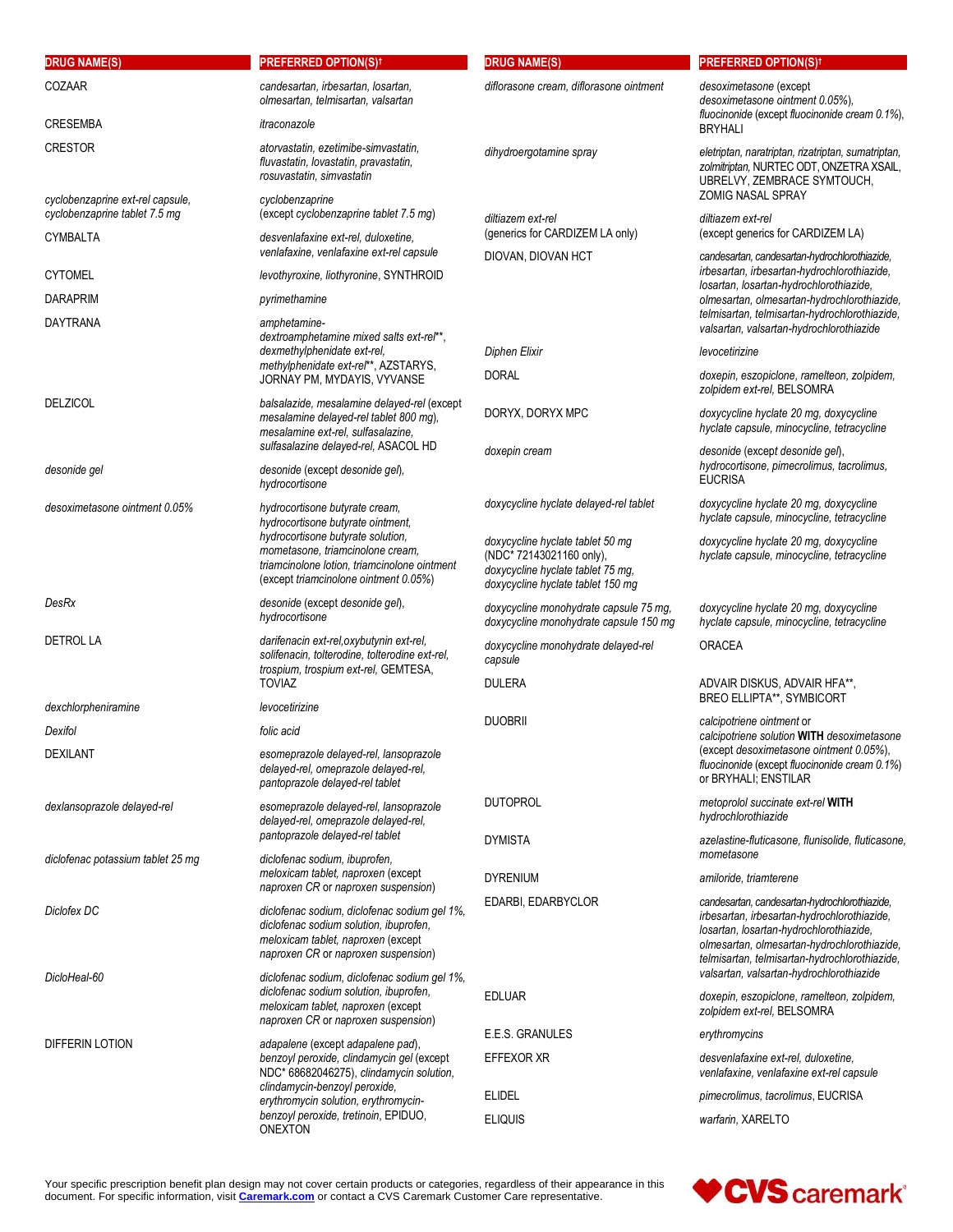| DRUG NAME(S) | PREFERRED OPTION(S)† |
|---|---|
| COZAAR | *candesartan, irbesartan, losartan, olmesartan, telmisartan, valsartan* |
| CRESEMBA | *itraconazole* |
| CRESTOR | *atorvastatin, ezetimibe-simvastatin, fluvastatin, lovastatin, pravastatin, rosuvastatin, simvastatin* |
| *cyclobenzaprine ext-rel capsule, cyclobenzaprine tablet 7.5 mg* | *cyclobenzaprine* (except *cyclobenzaprine tablet 7.5 mg*) |
| CYMBALTA | *desvenlafaxine ext-rel, duloxetine, venlafaxine, venlafaxine ext-rel capsule* |
| CYTOMEL | *levothyroxine, liothyronine*, SYNTHROID |
| DARAPRIM | *pyrimethamine* |
| DAYTRANA | *amphetamine-dextroamphetamine mixed salts ext-rel***, *dexmethylphenidate ext-rel, methylphenidate ext-rel***, AZSTARYS, JORNAY PM, MYDAYIS, VYVANSE |
| DELZICOL | *balsalazide, mesalamine delayed-rel* (except *mesalamine delayed-rel tablet 800 mg*), *mesalamine ext-rel, sulfasalazine, sulfasalazine delayed-rel*, ASACOL HD |
| *desonide gel* | *desonide* (except *desonide gel*), *hydrocortisone* |
| *desoximetasone ointment 0.05%* | *hydrocortisone butyrate cream, hydrocortisone butyrate ointment, hydrocortisone butyrate solution, mometasone, triamcinolone cream, triamcinolone lotion, triamcinolone ointment* (except *triamcinolone ointment 0.05%*) |
| *DesRx* | *desonide* (except *desonide gel*), *hydrocortisone* |
| DETROL LA | *darifenacin ext-rel,oxybutynin ext-rel, solifenacin, tolterodine, tolterodine ext-rel, trospium, trospium ext-rel*, GEMTESA, TOVIAZ |
| *dexchlorpheniramine* | *levocetirizine* |
| *Dexifol* | *folic acid* |
| DEXILANT | *esomeprazole delayed-rel, lansoprazole delayed-rel, omeprazole delayed-rel, pantoprazole delayed-rel tablet* |
| *dexlansoprazole delayed-rel* | *esomeprazole delayed-rel, lansoprazole delayed-rel, omeprazole delayed-rel, pantoprazole delayed-rel tablet* |
| *diclofenac potassium tablet 25 mg* | *diclofenac sodium, ibuprofen, meloxicam tablet, naproxen* (except *naproxen CR* or *naproxen suspension*) |
| *Diclofex DC* | *diclofenac sodium, diclofenac sodium gel 1%, diclofenac sodium solution, ibuprofen, meloxicam tablet, naproxen* (except *naproxen CR* or *naproxen suspension*) |
| *DicloHeal-60* | *diclofenac sodium, diclofenac sodium gel 1%, diclofenac sodium solution, ibuprofen, meloxicam tablet, naproxen* (except *naproxen CR* or *naproxen suspension*) |
| DIFFERIN LOTION | *adapalene* (except *adapalene pad*), *benzoyl peroxide, clindamycin gel* (except NDC* 68682046275), *clindamycin solution, clindamycin-benzoyl peroxide, erythromycin solution, erythromycin-benzoyl peroxide, tretinoin*, EPIDUO, ONEXTON |
| *diflorasone cream, diflorasone ointment* | *desoximetasone* (except *desoximetasone ointment 0.05%*), *fluocinonide* (except *fluocinonide cream 0.1%*), BRYHALI |
| *dihydroergotamine spray* | *eletriptan, naratriptan, rizatriptan, sumatriptan, zolmitriptan*, NURTEC ODT, ONZETRA XSAIL, UBRELVY, ZEMBRACE SYMTOUCH, ZOMIG NASAL SPRAY |
| *diltiazem ext-rel* (generics for CARDIZEM LA only) | *diltiazem ext-rel* (except generics for CARDIZEM LA) |
| DIOVAN, DIOVAN HCT | *candesartan, candesartan-hydrochlorothiazide, irbesartan, irbesartan-hydrochlorothiazide, losartan, losartan-hydrochlorothiazide, olmesartan, olmesartan-hydrochlorothiazide, telmisartan, telmisartan-hydrochlorothiazide, valsartan, valsartan-hydrochlorothiazide* |
| *Diphen Elixir* | *levocetirizine* |
| DORAL | *doxepin, eszopiclone, ramelteon, zolpidem, zolpidem ext-rel*, BELSOMRA |
| DORYX, DORYX MPC | *doxycycline hyclate 20 mg, doxycycline hyclate capsule, minocycline, tetracycline* |
| *doxepin cream* | *desonide* (except *desonide gel*), *hydrocortisone, pimecrolimus, tacrolimus*, EUCRISA |
| *doxycycline hyclate delayed-rel tablet* | *doxycycline hyclate 20 mg, doxycycline hyclate capsule, minocycline, tetracycline* |
| *doxycycline hyclate tablet 50 mg* (NDC* 72143021160 only), *doxycycline hyclate tablet 75 mg, doxycycline hyclate tablet 150 mg* | *doxycycline hyclate 20 mg, doxycycline hyclate capsule, minocycline, tetracycline* |
| *doxycycline monohydrate capsule 75 mg, doxycycline monohydrate capsule 150 mg* | *doxycycline hyclate 20 mg, doxycycline hyclate capsule, minocycline, tetracycline* |
| *doxycycline monohydrate delayed-rel capsule* | ORACEA |
| DULERA | ADVAIR DISKUS, ADVAIR HFA**, BREO ELLIPTA**, SYMBICORT |
| DUOBRII | *calcipotriene ointment* or *calcipotriene solution* **WITH** *desoximetasone* (except *desoximetasone ointment 0.05%*), *fluocinonide* (except *fluocinonide cream 0.1%*) or BRYHALI; ENSTILAR |
| DUTOPROL | *metoprolol succinate ext-rel* **WITH** *hydrochlorothiazide* |
| DYMISTA | *azelastine-fluticasone, flunisolide, fluticasone, mometasone* |
| DYRENIUM | *amiloride, triamterene* |
| EDARBI, EDARBYCLOR | *candesartan, candesartan-hydrochlorothiazide, irbesartan, irbesartan-hydrochlorothiazide, losartan, losartan-hydrochlorothiazide, olmesartan, olmesartan-hydrochlorothiazide, telmisartan, telmisartan-hydrochlorothiazide, valsartan, valsartan-hydrochlorothiazide* |
| EDLUAR | *doxepin, eszopiclone, ramelteon, zolpidem, zolpidem ext-rel*, BELSOMRA |
| E.E.S. GRANULES | *erythromycins* |
| EFFEXOR XR | *desvenlafaxine ext-rel, duloxetine, venlafaxine, venlafaxine ext-rel capsule* |
| ELIDEL | *pimecrolimus, tacrolimus*, EUCRISA |
| ELIQUIS | *warfarin*, XARELTO |

Your specific prescription benefit plan design may not cover certain products or categories, regardless of their appearance in this document. For specific information, visit **Caremark.com** or contact a CVS Caremark Customer Care representative.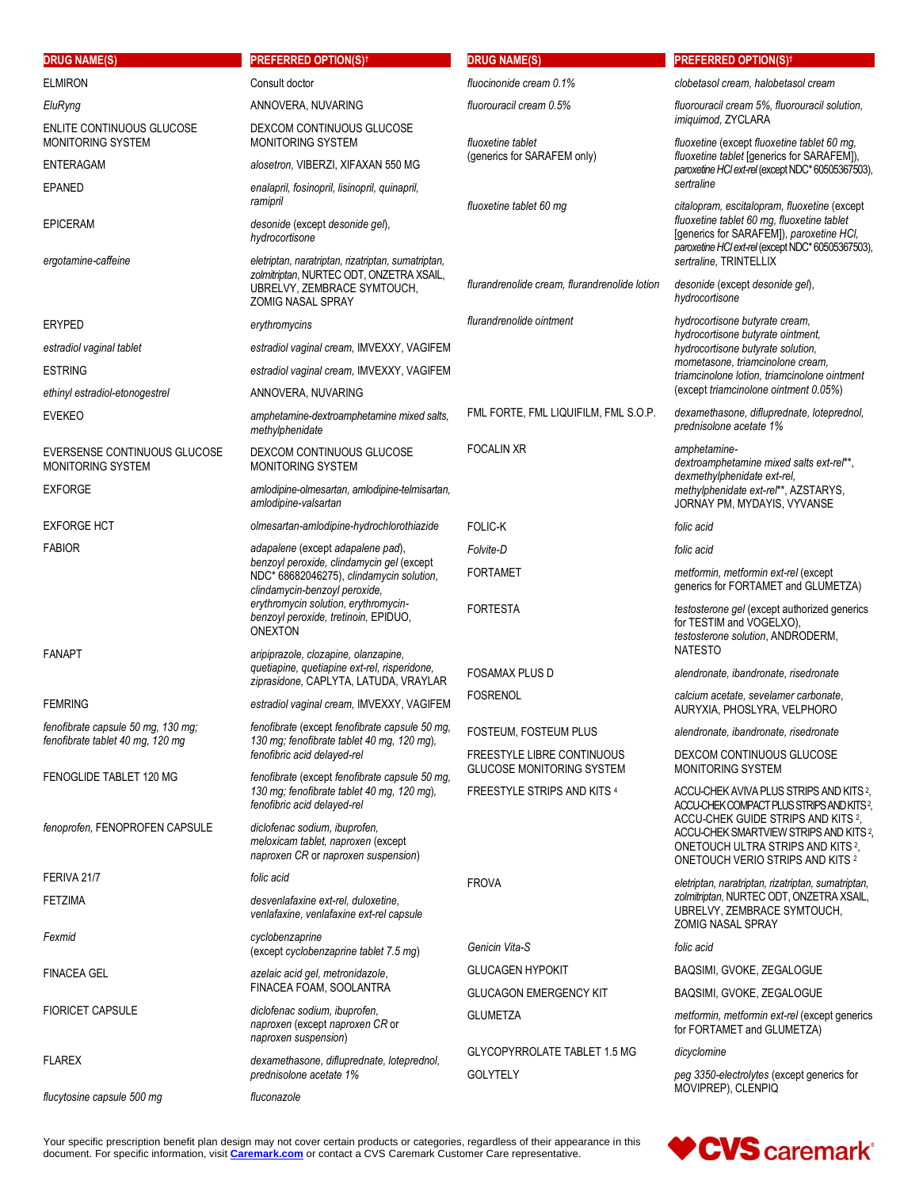| DRUG NAME(S) | PREFERRED OPTION(S)† |
|---|---|
| ELMIRON | Consult doctor |
| *EluRyng* | ANNOVERA, NUVARING |
| ENLITE CONTINUOUS GLUCOSE MONITORING SYSTEM | DEXCOM CONTINUOUS GLUCOSE MONITORING SYSTEM |
| ENTERAGAM | *alosetron*, VIBERZI, XIFAXAN 550 MG |
| EPANED | *enalapril, fosinopril, lisinopril, quinapril, ramipril* |
| EPICERAM | *desonide* (except *desonide gel*), *hydrocortisone* |
| *ergotamine-caffeine* | *eletriptan, naratriptan, rizatriptan, sumatriptan, zolmitriptan*, NURTEC ODT, ONZETRA XSAIL, UBRELVY, ZEMBRACE SYMTOUCH, ZOMIG NASAL SPRAY |
| ERYPED | *erythromycins* |
| *estradiol vaginal tablet* | *estradiol vaginal cream*, IMVEXXY, VAGIFEM |
| ESTRING | *estradiol vaginal cream*, IMVEXXY, VAGIFEM |
| *ethinyl estradiol-etonogestrel* | ANNOVERA, NUVARING |
| EVEKEO | *amphetamine-dextroamphetamine mixed salts, methylphenidate* |
| EVERSENSE CONTINUOUS GLUCOSE MONITORING SYSTEM | DEXCOM CONTINUOUS GLUCOSE MONITORING SYSTEM |
| EXFORGE | *amlodipine-olmesartan, amlodipine-telmisartan, amlodipine-valsartan* |
| EXFORGE HCT | *olmesartan-amlodipine-hydrochlorothiazide* |
| FABIOR | *adapalene* (except *adapalene pad*), *benzoyl peroxide, clindamycin gel* (except NDC* 68682046275), *clindamycin solution, clindamycin-benzoyl peroxide, erythromycin solution, erythromycin-benzoyl peroxide, tretinoin*, EPIDUO, ONEXTON |
| FANAPT | *aripiprazole, clozapine, olanzapine, quetiapine, quetiapine ext-rel, risperidone, ziprasidone*, CAPLYTA, LATUDA, VRAYLAR |
| FEMRING | *estradiol vaginal cream*, IMVEXXY, VAGIFEM |
| *fenofibrate capsule 50 mg, 130 mg; fenofibrate tablet 40 mg, 120 mg* | *fenofibrate* (except *fenofibrate capsule 50 mg, 130 mg; fenofibrate tablet 40 mg, 120 mg*), *fenofibric acid delayed-rel* |
| FENOGLIDE TABLET 120 MG | *fenofibrate* (except *fenofibrate capsule 50 mg, 130 mg; fenofibrate tablet 40 mg, 120 mg*), *fenofibric acid delayed-rel* |
| *fenoprofen*, FENOPROFEN CAPSULE | *diclofenac sodium, ibuprofen, meloxicam tablet, naproxen* (except *naproxen CR* or *naproxen suspension*) |
| FERIVA 21/7 | *folic acid* |
| FETZIMA | *desvenlafaxine ext-rel, duloxetine, venlafaxine, venlafaxine ext-rel capsule* |
| *Fexmid* | *cyclobenzaprine* (except *cyclobenzaprine tablet 7.5 mg*) |
| FINACEA GEL | *azelaic acid gel, metronidazole*, FINACEA FOAM, SOOLANTRA |
| FIORICET CAPSULE | *diclofenac sodium, ibuprofen, naproxen* (except *naproxen CR* or *naproxen suspension*) |
| FLAREX | *dexamethasone, difluprednate, loteprednol, prednisolone acetate 1%* |
| *flucytosine capsule 500 mg* | *fluconazole* |
| *fluocinonide cream 0.1%* | *clobetasol cream, halobetasol cream* |
| *fluorouracil cream 0.5%* | *fluorouracil cream 5%, fluorouracil solution, imiquimod*, ZYCLARA |
| *fluoxetine tablet* (generics for SARAFEM only) | *fluoxetine* (except *fluoxetine tablet 60 mg, fluoxetine tablet* [generics for SARAFEM]), *paroxetine HCl ext-rel* (except NDC* 60505367503), *sertraline* |
| *fluoxetine tablet 60 mg* | *citalopram, escitalopram, fluoxetine* (except *fluoxetine tablet 60 mg, fluoxetine tablet* [generics for SARAFEM]), *paroxetine HCl, paroxetine HCl ext-rel* (except NDC* 60505367503), *sertraline*, TRINTELLIX |
| *flurandrenolide cream, flurandrenolide lotion* | *desonide* (except *desonide gel*), *hydrocortisone* |
| *flurandrenolide ointment* | *hydrocortisone butyrate cream, hydrocortisone butyrate ointment, hydrocortisone butyrate solution, mometasone, triamcinolone cream, triamcinolone lotion, triamcinolone ointment* (except *triamcinolone ointment 0.05%*) |
| FML FORTE, FML LIQUIFILM, FML S.O.P. | *dexamethasone, difluprednate, loteprednol, prednisolone acetate 1%* |
| FOCALIN XR | *amphetamine-dextroamphetamine mixed salts ext-rel*\*\*, *dexmethylphenidate ext-rel, methylphenidate ext-rel*\*\*, AZSTARYS, JORNAY PM, MYDAYIS, VYVANSE |
| FOLIC-K | *folic acid* |
| *Folvite-D* | *folic acid* |
| FORTAMET | *metformin, metformin ext-rel* (except generics for FORTAMET and GLUMETZA) |
| FORTESTA | *testosterone gel* (except authorized generics for TESTIM and VOGELXO), *testosterone solution*, ANDRODERM, NATESTO |
| FOSAMAX PLUS D | *alendronate, ibandronate, risedronate* |
| FOSRENOL | *calcium acetate, sevelamer carbonate*, AURYXIA, PHOSLYRA, VELPHORO |
| FOSTEUM, FOSTEUM PLUS | *alendronate, ibandronate, risedronate* |
| FREESTYLE LIBRE CONTINUOUS GLUCOSE MONITORING SYSTEM | DEXCOM CONTINUOUS GLUCOSE MONITORING SYSTEM |
| FREESTYLE STRIPS AND KITS [4] | ACCU-CHEK AVIVA PLUS STRIPS AND KITS [2], ACCU-CHEK COMPACT PLUS STRIPS AND KITS [2], ACCU-CHEK GUIDE STRIPS AND KITS [2], ACCU-CHEK SMARTVIEW STRIPS AND KITS [2], ONETOUCH ULTRA STRIPS AND KITS [2], ONETOUCH VERIO STRIPS AND KITS [2] |
| FROVA | *eletriptan, naratriptan, rizatriptan, sumatriptan, zolmitriptan*, NURTEC ODT, ONZETRA XSAIL, UBRELVY, ZEMBRACE SYMTOUCH, ZOMIG NASAL SPRAY |
| *Genicin Vita-S* | *folic acid* |
| GLUCAGEN HYPOKIT | BAQSIMI, GVOKE, ZEGALOGUE |
| GLUCAGON EMERGENCY KIT | BAQSIMI, GVOKE, ZEGALOGUE |
| GLUMETZA | *metformin, metformin ext-rel* (except generics for FORTAMET and GLUMETZA) |
| GLYCOPYRROLATE TABLET 1.5 MG | *dicyclomine* |
| GOLYTELY | *peg 3350-electrolytes* (except generics for MOVIPREP), CLENPIQ |

Your specific prescription benefit plan design may not cover certain products or categories, regardless of their appearance in this document. For specific information, visit **[Caremark.com](https://www.caremark.com)** or contact a CVS Caremark Customer Care representative.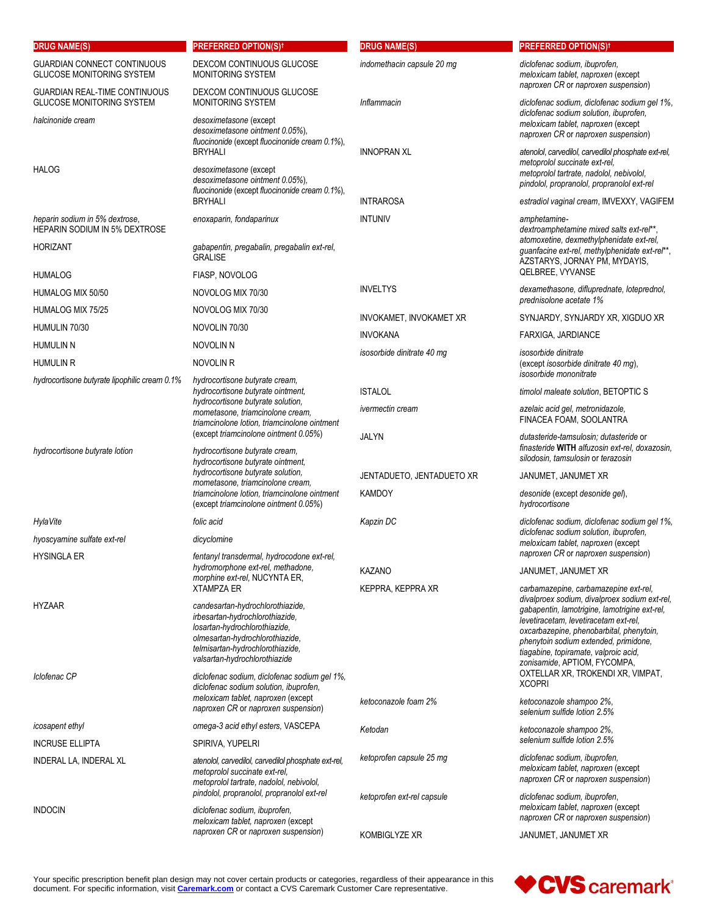| DRUG NAME(S) | PREFERRED OPTION(S)† |
| --- | --- |
| GUARDIAN CONNECT CONTINUOUS GLUCOSE MONITORING SYSTEM | DEXCOM CONTINUOUS GLUCOSE MONITORING SYSTEM |
| GUARDIAN REAL-TIME CONTINUOUS GLUCOSE MONITORING SYSTEM | DEXCOM CONTINUOUS GLUCOSE MONITORING SYSTEM |
| *halcinonide cream* | *desoximetasone* (except *desoximetasone ointment 0.05%*), *fluocinonide* (except *fluocinonide cream 0.1%*), BRYHALI |
| HALOG | *desoximetasone* (except *desoximetasone ointment 0.05%*), *fluocinonide* (except *fluocinonide cream 0.1%*), BRYHALI |
| *heparin sodium in 5% dextrose*, HEPARIN SODIUM IN 5% DEXTROSE | *enoxaparin, fondaparinux* |
| HORIZANT | *gabapentin, pregabalin, pregabalin ext-rel*, GRALISE |
| HUMALOG | FIASP, NOVOLOG |
| HUMALOG MIX 50/50 | NOVOLOG MIX 70/30 |
| HUMALOG MIX 75/25 | NOVOLOG MIX 70/30 |
| HUMULIN 70/30 | NOVOLIN 70/30 |
| HUMULIN N | NOVOLIN N |
| HUMULIN R | NOVOLIN R |
| *hydrocortisone butyrate lipophilic cream 0.1%* | *hydrocortisone butyrate cream, hydrocortisone butyrate ointment, hydrocortisone butyrate solution, mometasone, triamcinolone cream, triamcinolone lotion, triamcinolone ointment* (except *triamcinolone ointment 0.05%*) |
| *hydrocortisone butyrate lotion* | *hydrocortisone butyrate cream, hydrocortisone butyrate ointment, hydrocortisone butyrate solution, mometasone, triamcinolone cream, triamcinolone lotion, triamcinolone ointment* (except *triamcinolone ointment 0.05%*) |
| *HylaVite* | *folic acid* |
| *hyoscyamine sulfate ext-rel* | *dicyclomine* |
| HYSINGLA ER | *fentanyl transdermal, hydrocodone ext-rel, hydromorphone ext-rel, methadone, morphine ext-rel*, NUCYNTA ER, XTAMPZA ER |
| HYZAAR | *candesartan-hydrochlorothiazide, irbesartan-hydrochlorothiazide, losartan-hydrochlorothiazide, olmesartan-hydrochlorothiazide, telmisartan-hydrochlorothiazide, valsartan-hydrochlorothiazide* |
| *Iclofenac CP* | *diclofenac sodium, diclofenac sodium gel 1%, diclofenac sodium solution, ibuprofen, meloxicam tablet, naproxen* (except *naproxen CR* or *naproxen suspension*) |
| *icosapent ethyl* | *omega-3 acid ethyl esters*, VASCEPA |
| INCRUSE ELLIPTA | SPIRIVA, YUPELRI |
| INDERAL LA, INDERAL XL | *atenolol, carvedilol, carvedilol phosphate ext-rel, metoprolol succinate ext-rel, metoprolol tartrate, nadolol, nebivolol, pindolol, propranolol, propranolol ext-rel* |
| INDOCIN | *diclofenac sodium, ibuprofen, meloxicam tablet, naproxen* (except *naproxen CR* or *naproxen suspension*) |
| *indomethacin capsule 20 mg* | *diclofenac sodium, ibuprofen, meloxicam tablet, naproxen* (except *naproxen CR* or *naproxen suspension*) |
| *Inflammacin* | *diclofenac sodium, diclofenac sodium gel 1%, diclofenac sodium solution, ibuprofen, meloxicam tablet, naproxen* (except *naproxen CR* or *naproxen suspension*) |
| INNOPRAN XL | *atenolol, carvedilol, carvedilol phosphate ext-rel, metoprolol succinate ext-rel, metoprolol tartrate, nadolol, nebivolol, pindolol, propranolol, propranolol ext-rel* |
| INTRAROSA | *estradiol vaginal cream*, IMVEXXY, VAGIFEM |
| INTUNIV | *amphetamine-dextroamphetamine mixed salts ext-rel\*\*, atomoxetine, dexmethylphenidate ext-rel, guanfacine ext-rel, methylphenidate ext-rel\*\**, AZSTARYS, JORNAY PM, MYDAYIS, QELBREE, VYVANSE |
| INVELTYS | *dexamethasone, difluprednate, loteprednol, prednisolone acetate 1%* |
| INVOKAMET, INVOKAMET XR | SYNJARDY, SYNJARDY XR, XIGDUO XR |
| INVOKANA | FARXIGA, JARDIANCE |
| *isosorbide dinitrate 40 mg* | *isosorbide dinitrate* (except *isosorbide dinitrate 40 mg*), *isosorbide mononitrate* |
| ISTALOL | *timolol maleate solution*, BETOPTIC S |
| *ivermectin cream* | *azelaic acid gel, metronidazole*, FINACEA FOAM, SOOLANTRA |
| JALYN | *dutasteride-tamsulosin; dutasteride* or *finasteride* **WITH** *alfuzosin ext-rel, doxazosin, silodosin, tamsulosin* or *terazosin* |
| JENTADUETO, JENTADUETO XR | JANUMET, JANUMET XR |
| KAMDOY | *desonide* (except *desonide gel*), *hydrocortisone* |
| *Kapzin DC* | *diclofenac sodium, diclofenac sodium gel 1%, diclofenac sodium solution, ibuprofen, meloxicam tablet, naproxen* (except *naproxen CR* or *naproxen suspension*) |
| KAZANO | JANUMET, JANUMET XR |
| KEPPRA, KEPPRA XR | *carbamazepine, carbamazepine ext-rel, divalproex sodium, divalproex sodium ext-rel, gabapentin, lamotrigine, lamotrigine ext-rel, levetiracetam, levetiracetam ext-rel, oxcarbazepine, phenobarbital, phenytoin, phenytoin sodium extended, primidone, tiagabine, topiramate, valproic acid, zonisamide*, APTIOM, FYCOMPA, OXTELLAR XR, TROKENDI XR, VIMPAT, XCOPRI |
| *ketoconazole foam 2%* | *ketoconazole shampoo 2%, selenium sulfide lotion 2.5%* |
| *Ketodan* | *ketoconazole shampoo 2%, selenium sulfide lotion 2.5%* |
| *ketoprofen capsule 25 mg* | *diclofenac sodium, ibuprofen, meloxicam tablet, naproxen* (except *naproxen CR* or *naproxen suspension*) |
| *ketoprofen ext-rel capsule* | *diclofenac sodium, ibuprofen, meloxicam tablet, naproxen* (except *naproxen CR* or *naproxen suspension*) |
| KOMBIGLYZE XR | JANUMET, JANUMET XR |

Your specific prescription benefit plan design may not cover certain products or categories, regardless of their appearance in this document. For specific information, visit **Caremark.com** or contact a CVS Caremark Customer Care representative.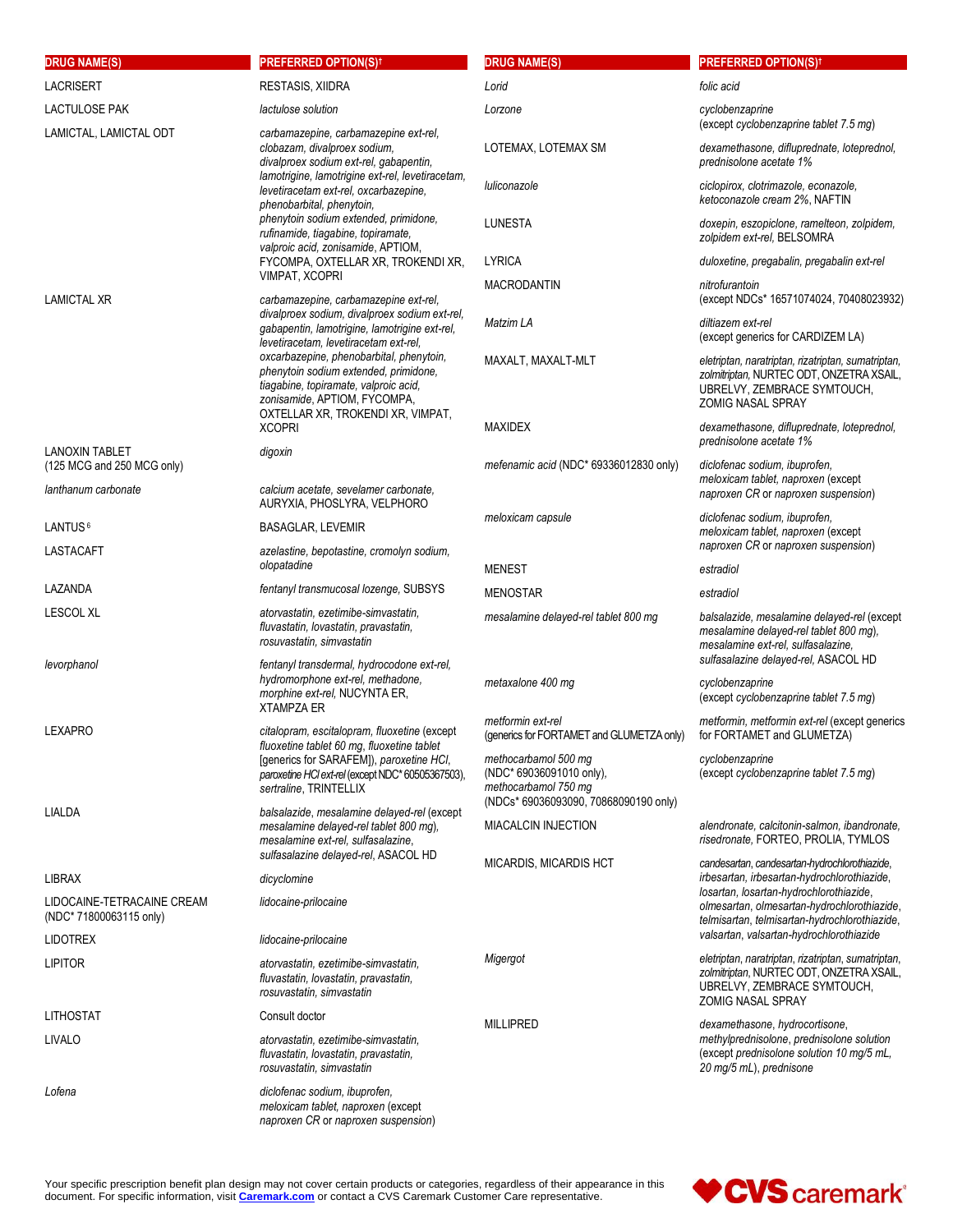| DRUG NAME(S) | PREFERRED OPTION(S)† |
|---|---|
| LACRISERT | RESTASIS, XIIDRA |
| LACTULOSE PAK | *lactulose solution* |
| LAMICTAL, LAMICTAL ODT | *carbamazepine, carbamazepine ext-rel, clobazam, divalproex sodium, divalproex sodium ext-rel, gabapentin, lamotrigine, lamotrigine ext-rel, levetiracetam, levetiracetam ext-rel, oxcarbazepine, phenobarbital, phenytoin, phenytoin sodium extended, primidone, rufinamide, tiagabine, topiramate, valproic acid, zonisamide*, APTIOM, FYCOMPA, OXTELLAR XR, TROKENDI XR, VIMPAT, XCOPRI |
| LAMICTAL XR | *carbamazepine, carbamazepine ext-rel, divalproex sodium, divalproex sodium ext-rel, gabapentin, lamotrigine, lamotrigine ext-rel, levetiracetam, levetiracetam ext-rel, oxcarbazepine, phenobarbital, phenytoin, phenytoin sodium extended, primidone, tiagabine, topiramate, valproic acid, zonisamide*, APTIOM, FYCOMPA, OXTELLAR XR, TROKENDI XR, VIMPAT, XCOPRI |
| LANOXIN TABLET (125 MCG and 250 MCG only) | *digoxin* |
| *lanthanum carbonate* | *calcium acetate, sevelamer carbonate*, AURYXIA, PHOSLYRA, VELPHORO |
| LANTUS [6] | BASAGLAR, LEVEMIR |
| LASTACAFT | *azelastine, bepotastine, cromolyn sodium, olopatadine* |
| LAZANDA | *fentanyl transmucosal lozenge*, SUBSYS |
| LESCOL XL | *atorvastatin, ezetimibe-simvastatin, fluvastatin, lovastatin, pravastatin, rosuvastatin, simvastatin* |
| *levorphanol* | *fentanyl transdermal, hydrocodone ext-rel, hydromorphone ext-rel, methadone, morphine ext-rel*, NUCYNTA ER, XTAMPZA ER |
| LEXAPRO | *citalopram, escitalopram, fluoxetine* (except *fluoxetine tablet 60 mg, fluoxetine tablet* [generics for SARAFEM]), *paroxetine HCl, paroxetine HCl ext-rel* (except NDC* 60505367503), *sertraline*, TRINTELLIX |
| LIALDA | *balsalazide, mesalamine delayed-rel* (except *mesalamine delayed-rel tablet 800 mg*), *mesalamine ext-rel, sulfasalazine, sulfasalazine delayed-rel*, ASACOL HD |
| LIBRAX | *dicyclomine* |
| LIDOCAINE-TETRACAINE CREAM (NDC* 71800063115 only) | *lidocaine-prilocaine* |
| LIDOTREX | *lidocaine-prilocaine* |
| LIPITOR | *atorvastatin, ezetimibe-simvastatin, fluvastatin, lovastatin, pravastatin, rosuvastatin, simvastatin* |
| LITHOSTAT | Consult doctor |
| LIVALO | *atorvastatin, ezetimibe-simvastatin, fluvastatin, lovastatin, pravastatin, rosuvastatin, simvastatin* |
| *Lofena* | *diclofenac sodium, ibuprofen, meloxicam tablet, naproxen* (except *naproxen CR* or *naproxen suspension*) |
| *Lorid* | *folic acid* |
| *Lorzone* | *cyclobenzaprine* (except *cyclobenzaprine tablet 7.5 mg*) |
| LOTEMAX, LOTEMAX SM | *dexamethasone, difluprednate, loteprednol, prednisolone acetate 1%* |
| *luliconazole* | *ciclopirox, clotrimazole, econazole, ketoconazole cream 2%*, NAFTIN |
| LUNESTA | *doxepin, eszopiclone, ramelteon, zolpidem, zolpidem ext-rel*, BELSOMRA |
| LYRICA | *duloxetine, pregabalin, pregabalin ext-rel* |
| MACRODANTIN | *nitrofurantoin* (except NDCs* 16571074024, 70408023932) |
| *Matzim LA* | *diltiazem ext-rel* (except generics for CARDIZEM LA) |
| MAXALT, MAXALT-MLT | *eletriptan, naratriptan, rizatriptan, sumatriptan, zolmitriptan*, NURTEC ODT, ONZETRA XSAIL, UBRELVY, ZEMBRACE SYMTOUCH, ZOMIG NASAL SPRAY |
| MAXIDEX | *dexamethasone, difluprednate, loteprednol, prednisolone acetate 1%* |
| *mefenamic acid* (NDC* 69336012830 only) | *diclofenac sodium, ibuprofen, meloxicam tablet, naproxen* (except *naproxen CR* or *naproxen suspension*) |
| *meloxicam capsule* | *diclofenac sodium, ibuprofen, meloxicam tablet, naproxen* (except *naproxen CR* or *naproxen suspension*) |
| MENEST | *estradiol* |
| MENOSTAR | *estradiol* |
| *mesalamine delayed-rel tablet 800 mg* | *balsalazide, mesalamine delayed-rel* (except *mesalamine delayed-rel tablet 800 mg*), *mesalamine ext-rel, sulfasalazine, sulfasalazine delayed-rel*, ASACOL HD |
| *metaxalone 400 mg* | *cyclobenzaprine* (except *cyclobenzaprine tablet 7.5 mg*) |
| *metformin ext-rel* (generics for FORTAMET and GLUMETZA only) | *metformin, metformin ext-rel* (except generics for FORTAMET and GLUMETZA) |
| *methocarbamol 500 mg* (NDC* 69036091010 only), *methocarbamol 750 mg* (NDCs* 69036093090, 70868090190 only) | *cyclobenzaprine* (except *cyclobenzaprine tablet 7.5 mg*) |
| MIACALCIN INJECTION | *alendronate, calcitonin-salmon, ibandronate, risedronate*, FORTEO, PROLIA, TYMLOS |
| MICARDIS, MICARDIS HCT | *candesartan, candesartan-hydrochlorothiazide, irbesartan, irbesartan-hydrochlorothiazide, losartan, losartan-hydrochlorothiazide, olmesartan, olmesartan-hydrochlorothiazide, telmisartan, telmisartan-hydrochlorothiazide, valsartan, valsartan-hydrochlorothiazide* |
| *Migergot* | *eletriptan, naratriptan, rizatriptan, sumatriptan, zolmitriptan*, NURTEC ODT, ONZETRA XSAIL, UBRELVY, ZEMBRACE SYMTOUCH, ZOMIG NASAL SPRAY |
| MILLIPRED | *dexamethasone, hydrocortisone, methylprednisolone, prednisolone solution* (except *prednisolone solution 10 mg/5 mL, 20 mg/5 mL*), *prednisone* |

Your specific prescription benefit plan design may not cover certain products or categories, regardless of their appearance in this document. For specific information, visit **Caremark.com** or contact a CVS Caremark Customer Care representative.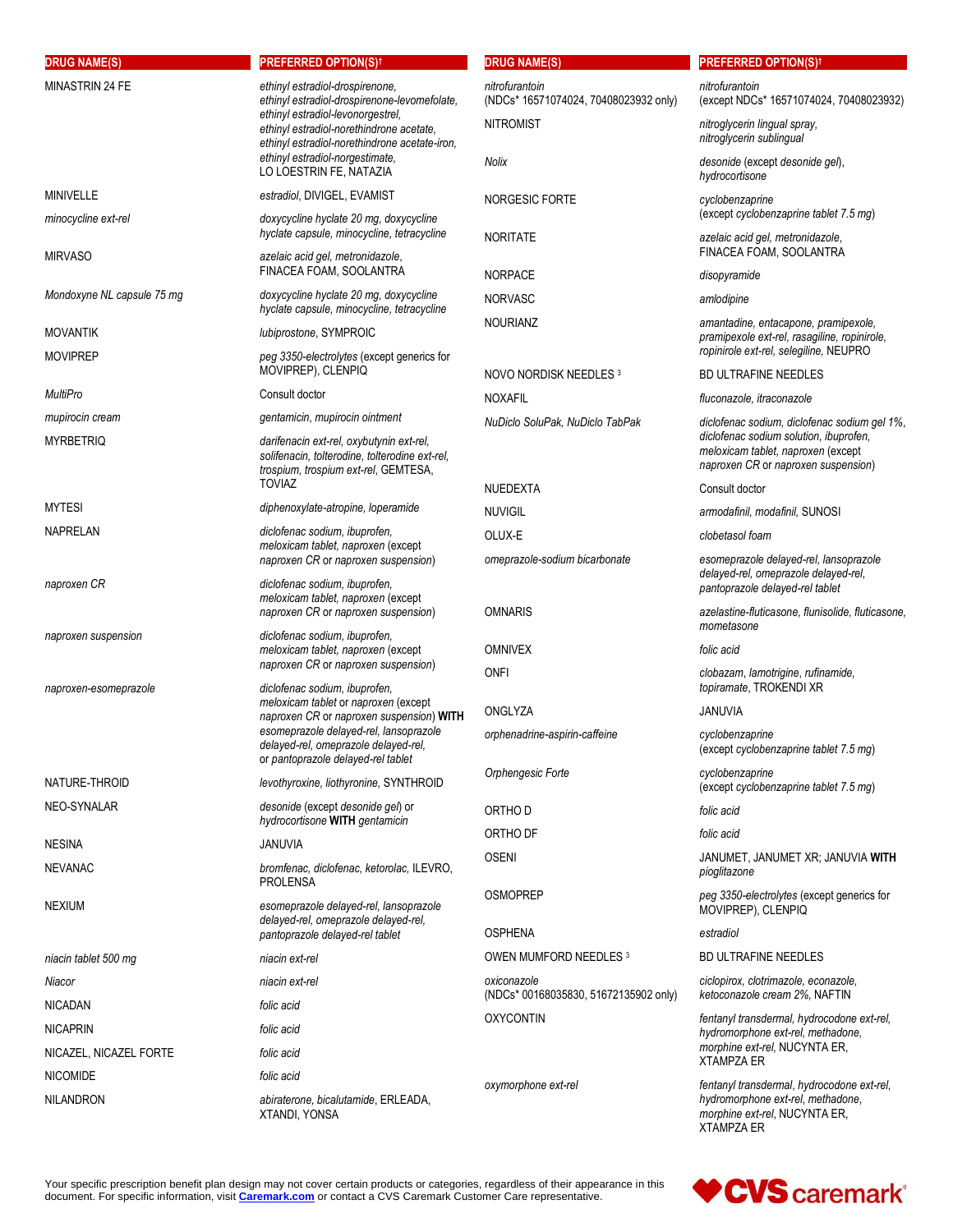| DRUG NAME(S) | PREFERRED OPTION(S)† |
|---|---|
| MINASTRIN 24 FE | *ethinyl estradiol-drospirenone, ethinyl estradiol-drospirenone-levomefolate, ethinyl estradiol-levonorgestrel, ethinyl estradiol-norethindrone acetate, ethinyl estradiol-norethindrone acetate-iron, ethinyl estradiol-norgestimate,* LO LOESTRIN FE, NATAZIA |
| MINIVELLE | *estradiol,* DIVIGEL, EVAMIST |
| *minocycline ext-rel* | *doxycycline hyclate 20 mg, doxycycline hyclate capsule, minocycline, tetracycline* |
| MIRVASO | *azelaic acid gel, metronidazole,* FINACEA FOAM, SOOLANTRA |
| *Mondoxyne NL capsule 75 mg* | *doxycycline hyclate 20 mg, doxycycline hyclate capsule, minocycline, tetracycline* |
| MOVANTIK | *lubiprostone,* SYMPROIC |
| MOVIPREP | *peg 3350-electrolytes* (except generics for MOVIPREP), CLENPIQ |
| *MultiPro* | Consult doctor |
| *mupirocin cream* | *gentamicin, mupirocin ointment* |
| MYRBETRIQ | *darifenacin ext-rel, oxybutynin ext-rel, solifenacin, tolterodine, tolterodine ext-rel, trospium, trospium ext-rel,* GEMTESA, TOVIAZ |
| MYTESI | *diphenoxylate-atropine, loperamide* |
| NAPRELAN | *diclofenac sodium, ibuprofen, meloxicam tablet, naproxen* (except *naproxen CR* or *naproxen suspension*) |
| *naproxen CR* | *diclofenac sodium, ibuprofen, meloxicam tablet, naproxen* (except *naproxen CR* or *naproxen suspension*) |
| *naproxen suspension* | *diclofenac sodium, ibuprofen, meloxicam tablet, naproxen* (except *naproxen CR* or *naproxen suspension*) |
| *naproxen-esomeprazole* | *diclofenac sodium, ibuprofen, meloxicam tablet* or *naproxen* (except *naproxen CR* or *naproxen suspension*) **WITH** *esomeprazole delayed-rel, lansoprazole delayed-rel, omeprazole delayed-rel,* or *pantoprazole delayed-rel tablet* |
| NATURE-THROID | *levothyroxine, liothyronine,* SYNTHROID |
| NEO-SYNALAR | *desonide* (except *desonide gel*) or *hydrocortisone* **WITH** *gentamicin* |
| NESINA | JANUVIA |
| NEVANAC | *bromfenac, diclofenac, ketorolac,* ILEVRO, PROLENSA |
| NEXIUM | *esomeprazole delayed-rel, lansoprazole delayed-rel, omeprazole delayed-rel, pantoprazole delayed-rel tablet* |
| *niacin tablet 500 mg* | *niacin ext-rel* |
| *Niacor* | *niacin ext-rel* |
| NICADAN | *folic acid* |
| NICAPRIN | *folic acid* |
| NICAZEL, NICAZEL FORTE | *folic acid* |
| NICOMIDE | *folic acid* |
| NILANDRON | *abiraterone, bicalutamide,* ERLEADA, XTANDI, YONSA |
| *nitrofurantoin* (NDCs* 16571074024, 70408023932 only) | *nitrofurantoin* (except NDCs* 16571074024, 70408023932) |
| NITROMIST | *nitroglycerin lingual spray, nitroglycerin sublingual* |
| *Nolix* | *desonide* (except *desonide gel*), *hydrocortisone* |
| NORGESIC FORTE | *cyclobenzaprine* (except *cyclobenzaprine tablet 7.5 mg*) |
| NORITATE | *azelaic acid gel, metronidazole,* FINACEA FOAM, SOOLANTRA |
| NORPACE | *disopyramide* |
| NORVASC | *amlodipine* |
| NOURIANZ | *amantadine, entacapone, pramipexole, pramipexole ext-rel, rasagiline, ropinirole, ropinirole ext-rel, selegiline,* NEUPRO |
| NOVO NORDISK NEEDLES [3] | BD ULTRAFINE NEEDLES |
| NOXAFIL | *fluconazole, itraconazole* |
| *NuDiclo SoluPak, NuDiclo TabPak* | *diclofenac sodium, diclofenac sodium gel 1%, diclofenac sodium solution, ibuprofen, meloxicam tablet, naproxen* (except *naproxen CR* or *naproxen suspension*) |
| NUEDEXTA | Consult doctor |
| NUVIGIL | *armodafinil, modafinil,* SUNOSI |
| OLUX-E | *clobetasol foam* |
| *omeprazole-sodium bicarbonate* | *esomeprazole delayed-rel, lansoprazole delayed-rel, omeprazole delayed-rel, pantoprazole delayed-rel tablet* |
| OMNARIS | *azelastine-fluticasone, flunisolide, fluticasone, mometasone* |
| OMNIVEX | *folic acid* |
| ONFI | *clobazam, lamotrigine, rufinamide, topiramate,* TROKENDI XR |
| ONGLYZA | JANUVIA |
| *orphenadrine-aspirin-caffeine* | *cyclobenzaprine* (except *cyclobenzaprine tablet 7.5 mg*) |
| *Orphengesic Forte* | *cyclobenzaprine* (except *cyclobenzaprine tablet 7.5 mg*) |
| ORTHO D | *folic acid* |
| ORTHO DF | *folic acid* |
| OSENI | JANUMET, JANUMET XR; JANUVIA **WITH** *pioglitazone* |
| OSMOPREP | *peg 3350-electrolytes* (except generics for MOVIPREP), CLENPIQ |
| OSPHENA | *estradiol* |
| OWEN MUMFORD NEEDLES [3] | BD ULTRAFINE NEEDLES |
| *oxiconazole* (NDCs* 00168035830, 51672135902 only) | *ciclopirox, clotrimazole, econazole, ketoconazole cream 2%,* NAFTIN |
| OXYCONTIN | *fentanyl transdermal, hydrocodone ext-rel, hydromorphone ext-rel, methadone, morphine ext-rel,* NUCYNTA ER, XTAMPZA ER |
| *oxymorphone ext-rel* | *fentanyl transdermal, hydrocodone ext-rel, hydromorphone ext-rel, methadone, morphine ext-rel,* NUCYNTA ER, XTAMPZA ER |

Your specific prescription benefit plan design may not cover certain products or categories, regardless of their appearance in this document. For specific information, visit **Caremark.com** or contact a CVS Caremark Customer Care representative.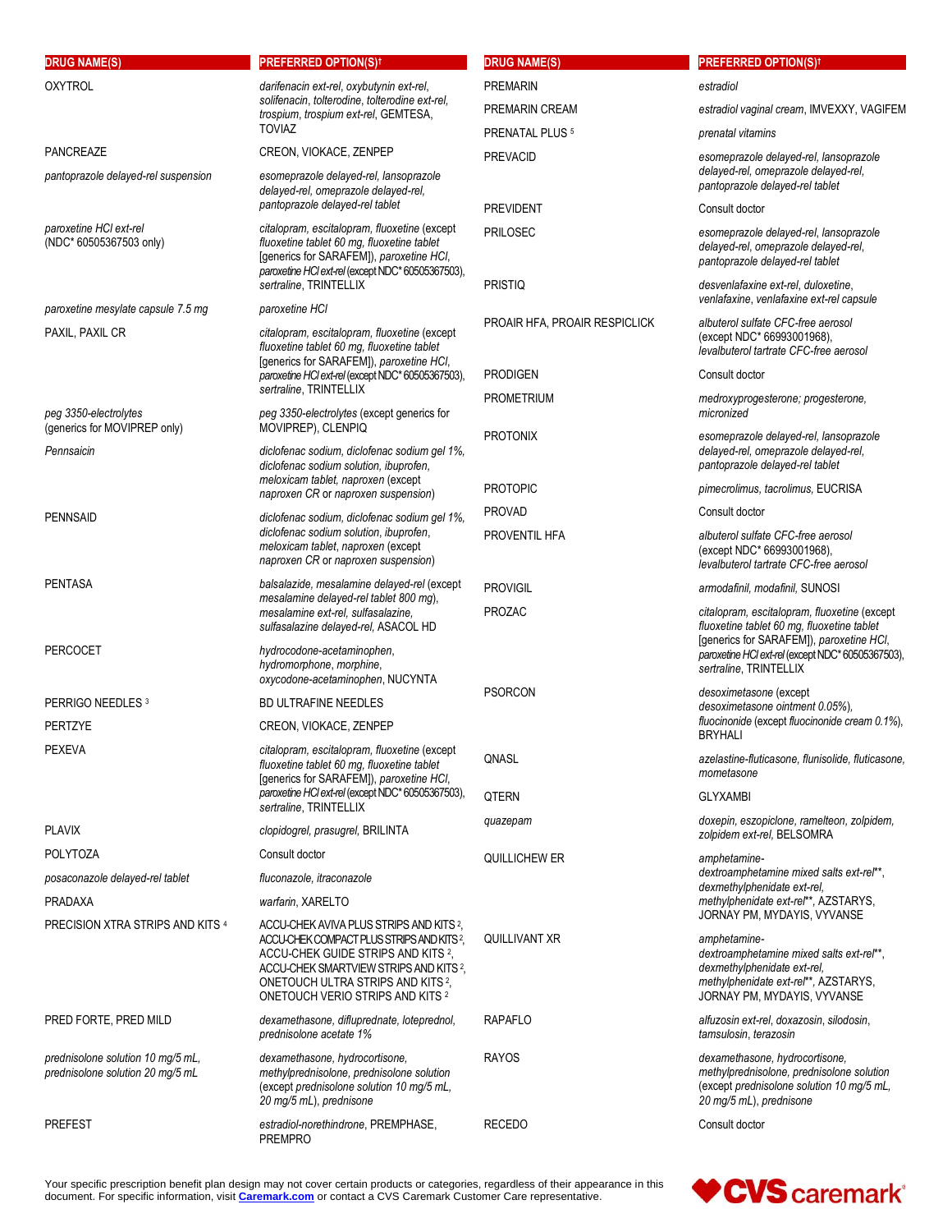| DRUG NAME(S) | PREFERRED OPTION(S)† |
|---|---|
| OXYTROL | *darifenacin ext-rel, oxybutynin ext-rel, solifenacin, tolterodine, tolterodine ext-rel, trospium, trospium ext-rel,* GEMTESA, TOVIAZ |
| PANCREAZE | CREON, VIOKACE, ZENPEP |
| *pantoprazole delayed-rel suspension* | *esomeprazole delayed-rel, lansoprazole delayed-rel, omeprazole delayed-rel, pantoprazole delayed-rel tablet* |
| *paroxetine HCl ext-rel* (NDC* 60505367503 only) | *citalopram, escitalopram, fluoxetine* (except *fluoxetine tablet 60 mg, fluoxetine tablet* [generics for SARAFEM]), *paroxetine HCl, paroxetine HCl ext-rel* (except NDC* 60505367503), *sertraline*, TRINTELLIX |
| *paroxetine mesylate capsule 7.5 mg* | *paroxetine HCl* |
| PAXIL, PAXIL CR | *citalopram, escitalopram, fluoxetine* (except *fluoxetine tablet 60 mg, fluoxetine tablet* [generics for SARAFEM]), *paroxetine HCl, paroxetine HCl ext-rel* (except NDC* 60505367503), *sertraline*, TRINTELLIX |
| *peg 3350-electrolytes* (generics for MOVIPREP only) | *peg 3350-electrolytes* (except generics for MOVIPREP), CLENPIQ |
| *Pennsaicin* | *diclofenac sodium, diclofenac sodium gel 1%, diclofenac sodium solution, ibuprofen, meloxicam tablet, naproxen* (except *naproxen CR* or *naproxen suspension*) |
| PENNSAID | *diclofenac sodium, diclofenac sodium gel 1%, diclofenac sodium solution, ibuprofen, meloxicam tablet, naproxen* (except *naproxen CR* or *naproxen suspension*) |
| PENTASA | *balsalazide, mesalamine delayed-rel* (except *mesalamine delayed-rel tablet 800 mg*), *mesalamine ext-rel, sulfasalazine, sulfasalazine delayed-rel,* ASACOL HD |
| PERCOCET | *hydrocodone-acetaminophen, hydromorphone, morphine, oxycodone-acetaminophen,* NUCYNTA |
| PERRIGO NEEDLES [3] | BD ULTRAFINE NEEDLES |
| PERTZYE | CREON, VIOKACE, ZENPEP |
| PEXEVA | *citalopram, escitalopram, fluoxetine* (except *fluoxetine tablet 60 mg, fluoxetine tablet* [generics for SARAFEM]), *paroxetine HCl, paroxetine HCl ext-rel* (except NDC* 60505367503), *sertraline*, TRINTELLIX |
| PLAVIX | *clopidogrel, prasugrel,* BRILINTA |
| POLYTOZA | Consult doctor |
| *posaconazole delayed-rel tablet* | *fluconazole, itraconazole* |
| PRADAXA | *warfarin*, XARELTO |
| PRECISION XTRA STRIPS AND KITS [4] | ACCU-CHEK AVIVA PLUS STRIPS AND KITS [2], ACCU-CHEK COMPACT PLUS STRIPS AND KITS [2], ACCU-CHEK GUIDE STRIPS AND KITS [2], ACCU-CHEK SMARTVIEW STRIPS AND KITS [2], ONETOUCH ULTRA STRIPS AND KITS [2], ONETOUCH VERIO STRIPS AND KITS [2] |
| PRED FORTE, PRED MILD | *dexamethasone, difluprednate, loteprednol, prednisolone acetate 1%* |
| *prednisolone solution 10 mg/5 mL, prednisolone solution 20 mg/5 mL* | *dexamethasone, hydrocortisone, methylprednisolone, prednisolone solution* (except *prednisolone solution 10 mg/5 mL, 20 mg/5 mL*), *prednisone* |
| PREFEST | *estradiol-norethindrone*, PREMPHASE, PREMPRO |
| PREMARIN | *estradiol* |
| PREMARIN CREAM | *estradiol vaginal cream*, IMVEXXY, VAGIFEM |
| PRENATAL PLUS [5] | *prenatal vitamins* |
| PREVACID | *esomeprazole delayed-rel, lansoprazole delayed-rel, omeprazole delayed-rel, pantoprazole delayed-rel tablet* |
| PREVIDENT | Consult doctor |
| PRILOSEC | *esomeprazole delayed-rel, lansoprazole delayed-rel, omeprazole delayed-rel, pantoprazole delayed-rel tablet* |
| PRISTIQ | *desvenlafaxine ext-rel, duloxetine, venlafaxine, venlafaxine ext-rel capsule* |
| PROAIR HFA, PROAIR RESPICLICK | *albuterol sulfate CFC-free aerosol* (except NDC* 66993001968), *levalbuterol tartrate CFC-free aerosol* |
| PRODIGEN | Consult doctor |
| PROMETRIUM | *medroxyprogesterone; progesterone, micronized* |
| PROTONIX | *esomeprazole delayed-rel, lansoprazole delayed-rel, omeprazole delayed-rel, pantoprazole delayed-rel tablet* |
| PROTOPIC | *pimecrolimus, tacrolimus,* EUCRISA |
| PROVAD | Consult doctor |
| PROVENTIL HFA | *albuterol sulfate CFC-free aerosol* (except NDC* 66993001968), *levalbuterol tartrate CFC-free aerosol* |
| PROVIGIL | *armodafinil, modafinil,* SUNOSI |
| PROZAC | *citalopram, escitalopram, fluoxetine* (except *fluoxetine tablet 60 mg, fluoxetine tablet* [generics for SARAFEM]), *paroxetine HCl, paroxetine HCl ext-rel* (except NDC* 60505367503), *sertraline*, TRINTELLIX |
| PSORCON | *desoximetasone* (except *desoximetasone ointment 0.05%*), *fluocinonide* (except *fluocinonide cream 0.1%*), BRYHALI |
| QNASL | *azelastine-fluticasone, flunisolide, fluticasone, mometasone* |
| QTERN | GLYXAMBI |
| *quazepam* | *doxepin, eszopiclone, ramelteon, zolpidem, zolpidem ext-rel,* BELSOMRA |
| QUILLICHEW ER | *amphetamine-dextroamphetamine mixed salts ext-rel**, dexmethylphenidate ext-rel, methylphenidate ext-rel***, AZSTARYS, JORNAY PM, MYDAYIS, VYVANSE |
| QUILLIVANT XR | *amphetamine-dextroamphetamine mixed salts ext-rel**, dexmethylphenidate ext-rel, methylphenidate ext-rel***, AZSTARYS, JORNAY PM, MYDAYIS, VYVANSE |
| RAPAFLO | *alfuzosin ext-rel, doxazosin, silodosin, tamsulosin, terazosin* |
| RAYOS | *dexamethasone, hydrocortisone, methylprednisolone, prednisolone solution* (except *prednisolone solution 10 mg/5 mL, 20 mg/5 mL*), *prednisone* |
| RECEDO | Consult doctor |

Your specific prescription benefit plan design may not cover certain products or categories, regardless of their appearance in this document. For specific information, visit **Caremark.com** or contact a CVS Caremark Customer Care representative.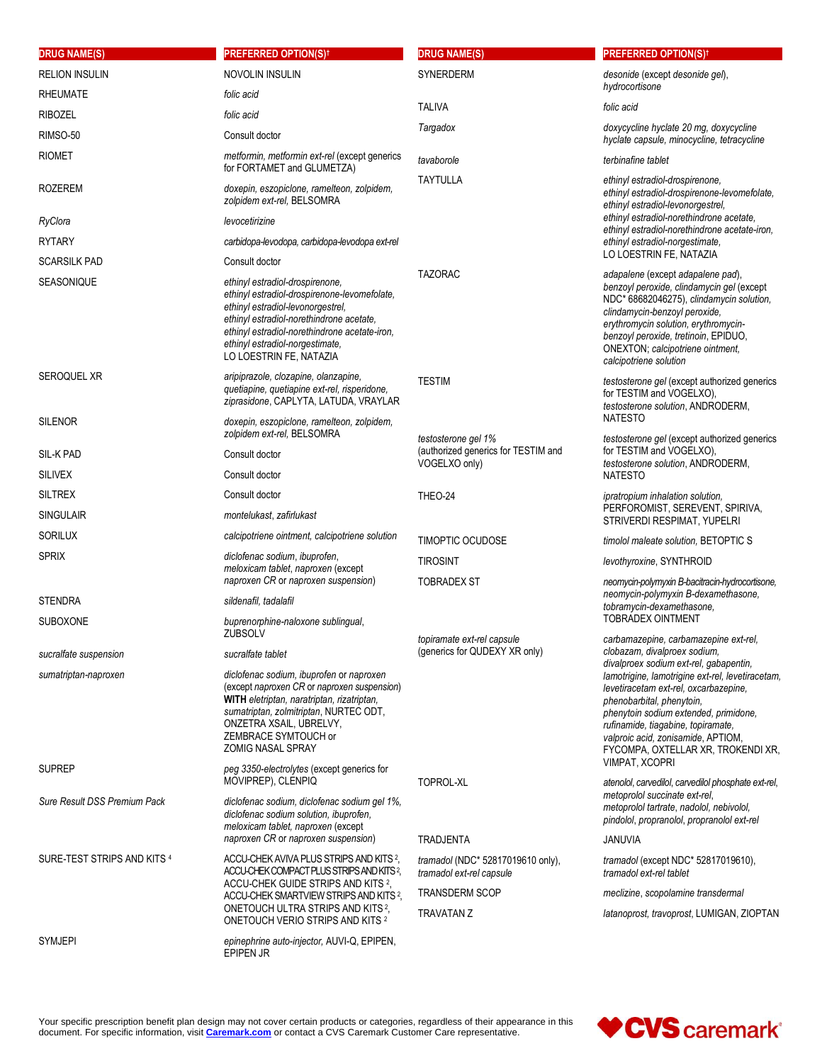| DRUG NAME(S) | PREFERRED OPTION(S)† |
|---|---|
| RELION INSULIN | NOVOLIN INSULIN |
| RHEUMATE | *folic acid* |
| RIBOZEL | *folic acid* |
| RIMSO-50 | Consult doctor |
| RIOMET | *metformin, metformin ext-rel* (except generics for FORTAMET and GLUMETZA) |
| ROZEREM | *doxepin, eszopiclone, ramelteon, zolpidem, zolpidem ext-rel,* BELSOMRA |
| *RyClora* | *levocetirizine* |
| RYTARY | *carbidopa-levodopa, carbidopa-levodopa ext-rel* |
| SCARSILK PAD | Consult doctor |
| SEASONIQUE | *ethinyl estradiol-drospirenone, ethinyl estradiol-drospirenone-levomefolate, ethinyl estradiol-levonorgestrel, ethinyl estradiol-norethindrone acetate, ethinyl estradiol-norethindrone acetate-iron, ethinyl estradiol-norgestimate,* LO LOESTRIN FE, NATAZIA |
| SEROQUEL XR | *aripiprazole, clozapine, olanzapine, quetiapine, quetiapine ext-rel, risperidone, ziprasidone,* CAPLYTA, LATUDA, VRAYLAR |
| SILENOR | *doxepin, eszopiclone, ramelteon, zolpidem, zolpidem ext-rel,* BELSOMRA |
| SIL-K PAD | Consult doctor |
| SILIVEX | Consult doctor |
| SILTREX | Consult doctor |
| SINGULAIR | *montelukast, zafirlukast* |
| SORILUX | *calcipotriene ointment, calcipotriene solution* |
| SPRIX | *diclofenac sodium, ibuprofen, meloxicam tablet, naproxen* (except *naproxen CR* or *naproxen suspension*) |
| STENDRA | *sildenafil, tadalafil* |
| SUBOXONE | *buprenorphine-naloxone sublingual,* ZUBSOLV |
| *sucralfate suspension* | *sucralfate tablet* |
| *sumatriptan-naproxen* | *diclofenac sodium, ibuprofen* or *naproxen* (except *naproxen CR* or *naproxen suspension*) **WITH** *eletriptan, naratriptan, rizatriptan, sumatriptan, zolmitriptan,* NURTEC ODT, ONZETRA XSAIL, UBRELVY, ZEMBRACE SYMTOUCH or ZOMIG NASAL SPRAY |
| SUPREP | *peg 3350-electrolytes* (except generics for MOVIPREP), CLENPIQ |
| *Sure Result DSS Premium Pack* | *diclofenac sodium, diclofenac sodium gel 1%, diclofenac sodium solution, ibuprofen, meloxicam tablet, naproxen* (except *naproxen CR* or *naproxen suspension*) |
| SURE-TEST STRIPS AND KITS [4] | ACCU-CHEK AVIVA PLUS STRIPS AND KITS [2], ACCU-CHEK COMPACT PLUS STRIPS AND KITS [2], ACCU-CHEK GUIDE STRIPS AND KITS [2], ACCU-CHEK SMARTVIEW STRIPS AND KITS [2], ONETOUCH ULTRA STRIPS AND KITS [2], ONETOUCH VERIO STRIPS AND KITS [2] |
| SYMJEPI | *epinephrine auto-injector,* AUVI-Q, EPIPEN, EPIPEN JR |
| SYNERDERM | *desonide* (except *desonide gel*), *hydrocortisone* |
| TALIVA | *folic acid* |
| *Targadox* | *doxycycline hyclate 20 mg, doxycycline hyclate capsule, minocycline, tetracycline* |
| *tavaborole* | *terbinafine tablet* |
| TAYTULLA | *ethinyl estradiol-drospirenone, ethinyl estradiol-drospirenone-levomefolate, ethinyl estradiol-levonorgestrel, ethinyl estradiol-norethindrone acetate, ethinyl estradiol-norethindrone acetate-iron, ethinyl estradiol-norgestimate,* LO LOESTRIN FE, NATAZIA |
| TAZORAC | *adapalene* (except *adapalene pad*), *benzoyl peroxide, clindamycin gel* (except NDC* 68682046275), *clindamycin solution, clindamycin-benzoyl peroxide, erythromycin solution, erythromycin-benzoyl peroxide, tretinoin,* EPIDUO, ONEXTON; *calcipotriene ointment, calcipotriene solution* |
| TESTIM | *testosterone gel* (except authorized generics for TESTIM and VOGELXO), *testosterone solution,* ANDRODERM, NATESTO |
| *testosterone gel 1%* (authorized generics for TESTIM and VOGELXO only) | *testosterone gel* (except authorized generics for TESTIM and VOGELXO), *testosterone solution,* ANDRODERM, NATESTO |
| THEO-24 | *ipratropium inhalation solution,* PERFOROMIST, SEREVENT, SPIRIVA, STRIVERDI RESPIMAT, YUPELRI |
| TIMOPTIC OCUDOSE | *timolol maleate solution,* BETOPTIC S |
| TIROSINT | *levothyroxine,* SYNTHROID |
| TOBRADEX ST | *neomycin-polymyxin B-bacitracin-hydrocortisone, neomycin-polymyxin B-dexamethasone, tobramycin-dexamethasone,* TOBRADEX OINTMENT |
| *topiramate ext-rel capsule* (generics for QUDEXY XR only) | *carbamazepine, carbamazepine ext-rel, clobazam, divalproex sodium, divalproex sodium ext-rel, gabapentin, lamotrigine, lamotrigine ext-rel, levetiracetam, levetiracetam ext-rel, oxcarbazepine, phenobarbital, phenytoin, phenytoin sodium extended, primidone, rufinamide, tiagabine, topiramate, valproic acid, zonisamide,* APTIOM, FYCOMPA, OXTELLAR XR, TROKENDI XR, VIMPAT, XCOPRI |
| TOPROL-XL | *atenolol, carvedilol, carvedilol phosphate ext-rel, metoprolol succinate ext-rel, metoprolol tartrate, nadolol, nebivolol, pindolol, propranolol, propranolol ext-rel* |
| TRADJENTA | JANUVIA |
| *tramadol* (NDC* 52817019610 only), *tramadol ext-rel capsule* | *tramadol* (except NDC* 52817019610), *tramadol ext-rel tablet* |
| TRANSDERM SCOP | *meclizine, scopolamine transdermal* |
| TRAVATAN Z | *latanoprost, travoprost,* LUMIGAN, ZIOPTAN |

Your specific prescription benefit plan design may not cover certain products or categories, regardless of their appearance in this document. For specific information, visit **Caremark.com** or contact a CVS Caremark Customer Care representative.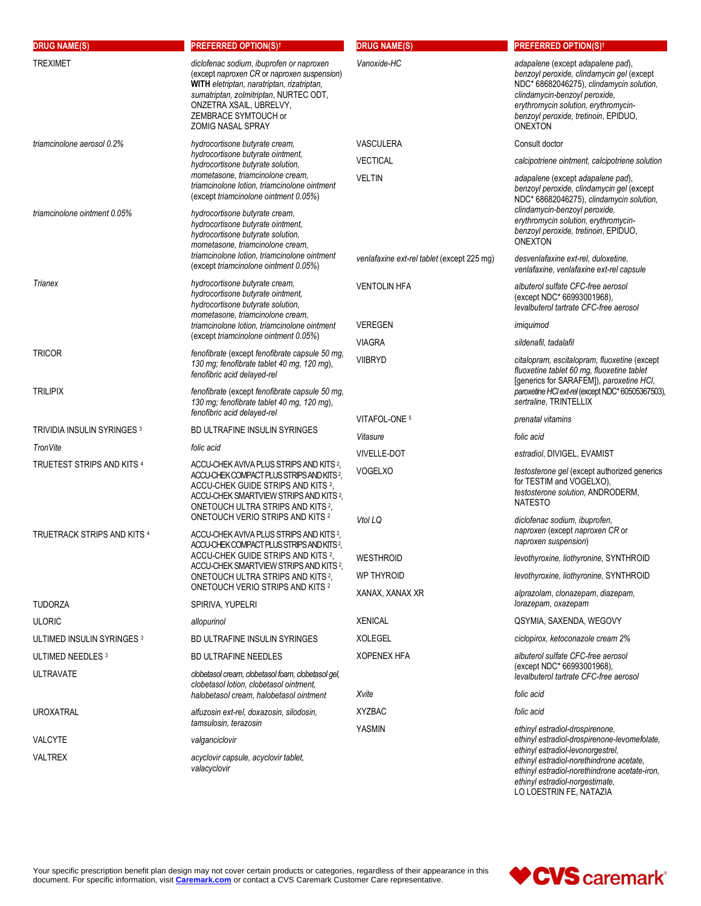| DRUG NAME(S) | PREFERRED OPTION(S)† |
|---|---|
| TREXIMET | *diclofenac sodium, ibuprofen or naproxen* (except *naproxen CR* or *naproxen suspension*) **WITH** *eletriptan, naratriptan, rizatriptan, sumatriptan, zolmitriptan*, NURTEC ODT, ONZETRA XSAIL, UBRELVY, ZEMBRACE SYMTOUCH or ZOMIG NASAL SPRAY |
| *triamcinolone aerosol 0.2%* | *hydrocortisone butyrate cream, hydrocortisone butyrate ointment, hydrocortisone butyrate solution, mometasone, triamcinolone cream, triamcinolone lotion, triamcinolone ointment* (except *triamcinolone ointment 0.05%*) |
| *triamcinolone ointment 0.05%* | *hydrocortisone butyrate cream, hydrocortisone butyrate ointment, hydrocortisone butyrate solution, mometasone, triamcinolone cream, triamcinolone lotion, triamcinolone ointment* (except *triamcinolone ointment 0.05%*) |
| *Trianex* | *hydrocortisone butyrate cream, hydrocortisone butyrate ointment, hydrocortisone butyrate solution, mometasone, triamcinolone cream, triamcinolone lotion, triamcinolone ointment* (except *triamcinolone ointment 0.05%*) |
| TRICOR | *fenofibrate* (except *fenofibrate capsule 50 mg, 130 mg; fenofibrate tablet 40 mg, 120 mg*), *fenofibric acid delayed-rel* |
| TRILIPIX | *fenofibrate* (except *fenofibrate capsule 50 mg, 130 mg; fenofibrate tablet 40 mg, 120 mg*), *fenofibric acid delayed-rel* |
| TRIVIDIA INSULIN SYRINGES [3] | BD ULTRAFINE INSULIN SYRINGES |
| *TronVite* | *folic acid* |
| TRUETEST STRIPS AND KITS [4] | ACCU-CHEK AVIVA PLUS STRIPS AND KITS [2], ACCU-CHEK COMPACT PLUS STRIPS AND KITS [2], ACCU-CHEK GUIDE STRIPS AND KITS [2], ACCU-CHEK SMARTVIEW STRIPS AND KITS [2], ONETOUCH ULTRA STRIPS AND KITS [2], ONETOUCH VERIO STRIPS AND KITS [2] |
| TRUETRACK STRIPS AND KITS [4] | ACCU-CHEK AVIVA PLUS STRIPS AND KITS [2], ACCU-CHEK COMPACT PLUS STRIPS AND KITS [2], ACCU-CHEK GUIDE STRIPS AND KITS [2], ACCU-CHEK SMARTVIEW STRIPS AND KITS [2], ONETOUCH ULTRA STRIPS AND KITS [2], ONETOUCH VERIO STRIPS AND KITS [2] |
| TUDORZA | SPIRIVA, YUPELRI |
| ULORIC | *allopurinol* |
| ULTIMED INSULIN SYRINGES [3] | BD ULTRAFINE INSULIN SYRINGES |
| ULTIMED NEEDLES [3] | BD ULTRAFINE NEEDLES |
| ULTRAVATE | *clobetasol cream, clobetasol foam, clobetasol gel, clobetasol lotion, clobetasol ointment, halobetasol cream, halobetasol ointment* |
| UROXATRAL | *alfuzosin ext-rel, doxazosin, silodosin, tamsulosin, terazosin* |
| VALCYTE | *valganciclovir* |
| VALTREX | *acyclovir capsule, acyclovir tablet, valacyclovir* |
| *Vanoxide-HC* | *adapalene* (except *adapalene pad*), *benzoyl peroxide, clindamycin gel* (except NDC* 68682046275), *clindamycin solution, clindamycin-benzoyl peroxide, erythromycin solution, erythromycin-benzoyl peroxide, tretinoin*, EPIDUO, ONEXTON |
| VASCULERA | Consult doctor |
| VECTICAL | *calcipotriene ointment, calcipotriene solution* |
| VELTIN | *adapalene* (except *adapalene pad*), *benzoyl peroxide, clindamycin gel* (except NDC* 68682046275), *clindamycin solution, clindamycin-benzoyl peroxide, erythromycin solution, erythromycin-benzoyl peroxide, tretinoin*, EPIDUO, ONEXTON |
| *venlafaxine ext-rel tablet* (except 225 mg) | *desvenlafaxine ext-rel, duloxetine, venlafaxine, venlafaxine ext-rel capsule* |
| VENTOLIN HFA | *albuterol sulfate CFC-free aerosol* (except NDC* 66993001968), *levalbuterol tartrate CFC-free aerosol* |
| VEREGEN | *imiquimod* |
| VIAGRA | *sildenafil, tadalafil* |
| VIIBRYD | *citalopram, escitalopram, fluoxetine* (except *fluoxetine tablet 60 mg, fluoxetine tablet* [generics for SARAFEM]), *paroxetine HCl, paroxetine HCl ext-rel* (except NDC* 60505367503), *sertraline*, TRINTELLIX |
| VITAFOL-ONE [5] | *prenatal vitamins* |
| *Vitasure* | *folic acid* |
| VIVELLE-DOT | *estradiol*, DIVIGEL, EVAMIST |
| VOGELXO | *testosterone gel* (except authorized generics for TESTIM and VOGELXO), *testosterone solution*, ANDRODERM, NATESTO |
| *Vtol LQ* | *diclofenac sodium, ibuprofen, naproxen* (except *naproxen CR* or *naproxen suspension*) |
| WESTHROID | *levothyroxine, liothyronine*, SYNTHROID |
| WP THYROID | *levothyroxine, liothyronine*, SYNTHROID |
| XANAX, XANAX XR | *alprazolam, clonazepam, diazepam, lorazepam, oxazepam* |
| XENICAL | QSYMIA, SAXENDA, WEGOVY |
| XOLEGEL | *ciclopirox, ketoconazole cream 2%* |
| XOPENEX HFA | *albuterol sulfate CFC-free aerosol* (except NDC* 66993001968), *levalbuterol tartrate CFC-free aerosol* |
| *Xvite* | *folic acid* |
| XYZBAC | *folic acid* |
| YASMIN | *ethinyl estradiol-drospirenone, ethinyl estradiol-drospirenone-levomefolate, ethinyl estradiol-levonorgestrel, ethinyl estradiol-norethindrone acetate, ethinyl estradiol-norethindrone acetate-iron, ethinyl estradiol-norgestimate*, LO LOESTRIN FE, NATAZIA |

Your specific prescription benefit plan design may not cover certain products or categories, regardless of their appearance in this document. For specific information, visit **Caremark.com** or contact a CVS Caremark Customer Care representative.

CVS caremark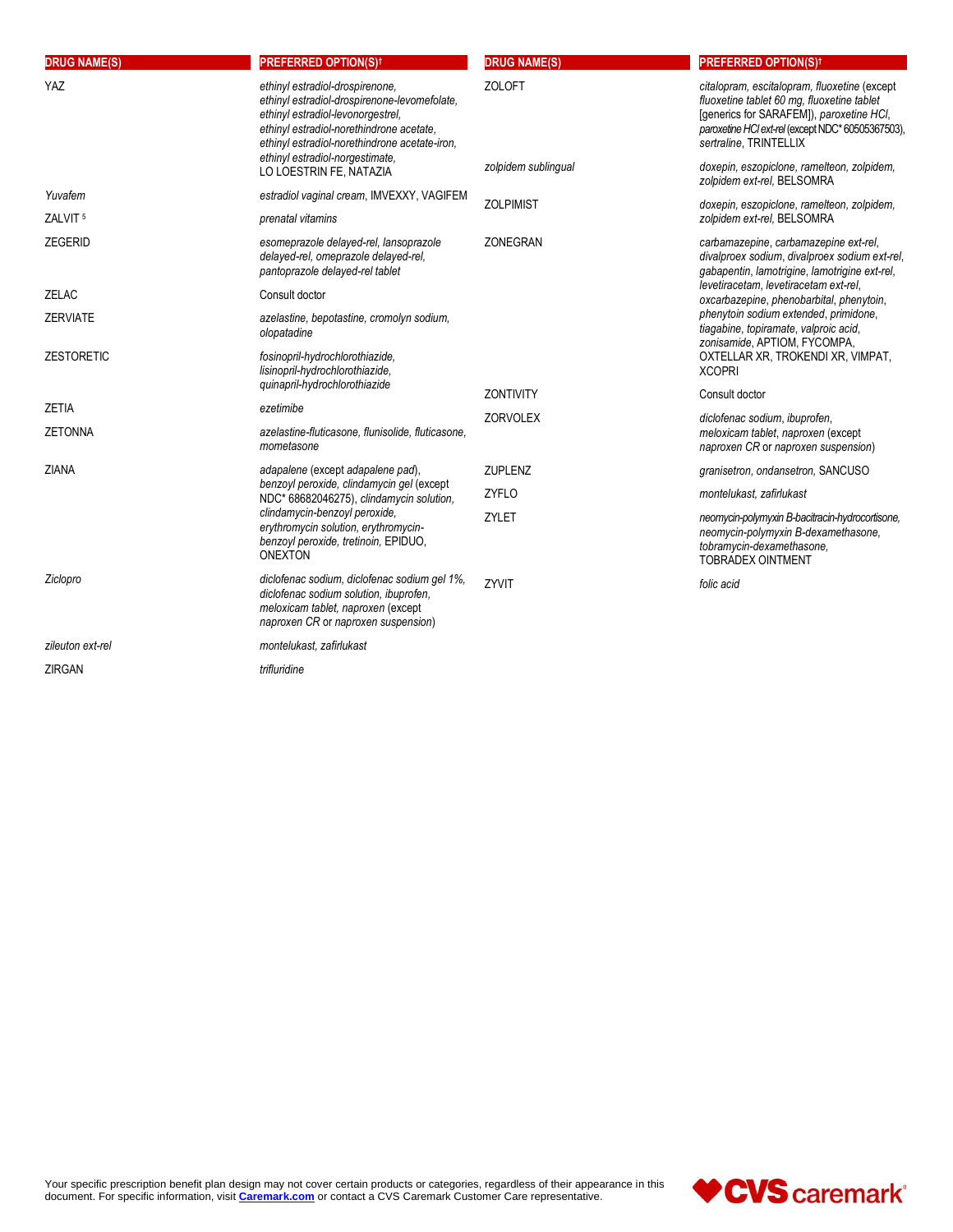| DRUG NAME(S) | PREFERRED OPTION(S)† |
|---|---|
| YAZ | *ethinyl estradiol-drospirenone, ethinyl estradiol-drospirenone-levomefolate, ethinyl estradiol-levonorgestrel, ethinyl estradiol-norethindrone acetate, ethinyl estradiol-norethindrone acetate-iron, ethinyl estradiol-norgestimate,* LO LOESTRIN FE, NATAZIA |
| *Yuvafem* | *estradiol vaginal cream,* IMVEXXY, VAGIFEM |
| ZALVIT [5] | *prenatal vitamins* |
| ZEGERID | *esomeprazole delayed-rel, lansoprazole delayed-rel, omeprazole delayed-rel, pantoprazole delayed-rel tablet* |
| ZELAC | Consult doctor |
| ZERVIATE | *azelastine, bepotastine, cromolyn sodium, olopatadine* |
| ZESTORETIC | *fosinopril-hydrochlorothiazide, lisinopril-hydrochlorothiazide, quinapril-hydrochlorothiazide* |
| ZETIA | *ezetimibe* |
| ZETONNA | *azelastine-fluticasone, flunisolide, fluticasone, mometasone* |
| ZIANA | *adapalene* (except *adapalene pad*), *benzoyl peroxide, clindamycin gel* (except NDC* 68682046275), *clindamycin solution, clindamycin-benzoyl peroxide, erythromycin solution, erythromycin-benzoyl peroxide, tretinoin,* EPIDUO, ONEXTON |
| *Ziclopro* | *diclofenac sodium, diclofenac sodium gel 1%, diclofenac sodium solution, ibuprofen, meloxicam tablet, naproxen* (except *naproxen CR* or *naproxen suspension*) |
| *zileuton ext-rel* | *montelukast, zafirlukast* |
| ZIRGAN | *trifluridine* |
| ZOLOFT | *citalopram, escitalopram, fluoxetine* (except *fluoxetine tablet 60 mg, fluoxetine tablet* [generics for SARAFEM]), *paroxetine HCl, paroxetine HCl ext-rel* (except NDC* 60505367503), *sertraline,* TRINTELLIX |
| *zolpidem sublingual* | *doxepin, eszopiclone, ramelteon, zolpidem, zolpidem ext-rel,* BELSOMRA |
| ZOLPIMIST | *doxepin, eszopiclone, ramelteon, zolpidem, zolpidem ext-rel,* BELSOMRA |
| ZONEGRAN | *carbamazepine, carbamazepine ext-rel, divalproex sodium, divalproex sodium ext-rel, gabapentin, lamotrigine, lamotrigine ext-rel, levetiracetam, levetiracetam ext-rel, oxcarbazepine, phenobarbital, phenytoin, phenytoin sodium extended, primidone, tiagabine, topiramate, valproic acid, zonisamide,* APTIOM, FYCOMPA, OXTELLAR XR, TROKENDI XR, VIMPAT, XCOPRI |
| ZONTIVITY | Consult doctor |
| ZORVOLEX | *diclofenac sodium, ibuprofen, meloxicam tablet, naproxen* (except *naproxen CR* or *naproxen suspension*) |
| ZUPLENZ | *granisetron, ondansetron,* SANCUSO |
| ZYFLO | *montelukast, zafirlukast* |
| ZYLET | *neomycin-polymyxin B-bacitracin-hydrocortisone, neomycin-polymyxin B-dexamethasone, tobramycin-dexamethasone,* TOBRADEX OINTMENT |
| ZYVIT | *folic acid* |

Your specific prescription benefit plan design may not cover certain products or categories, regardless of their appearance in this document. For specific information, visit **Caremark.com** or contact a CVS Caremark Customer Care representative.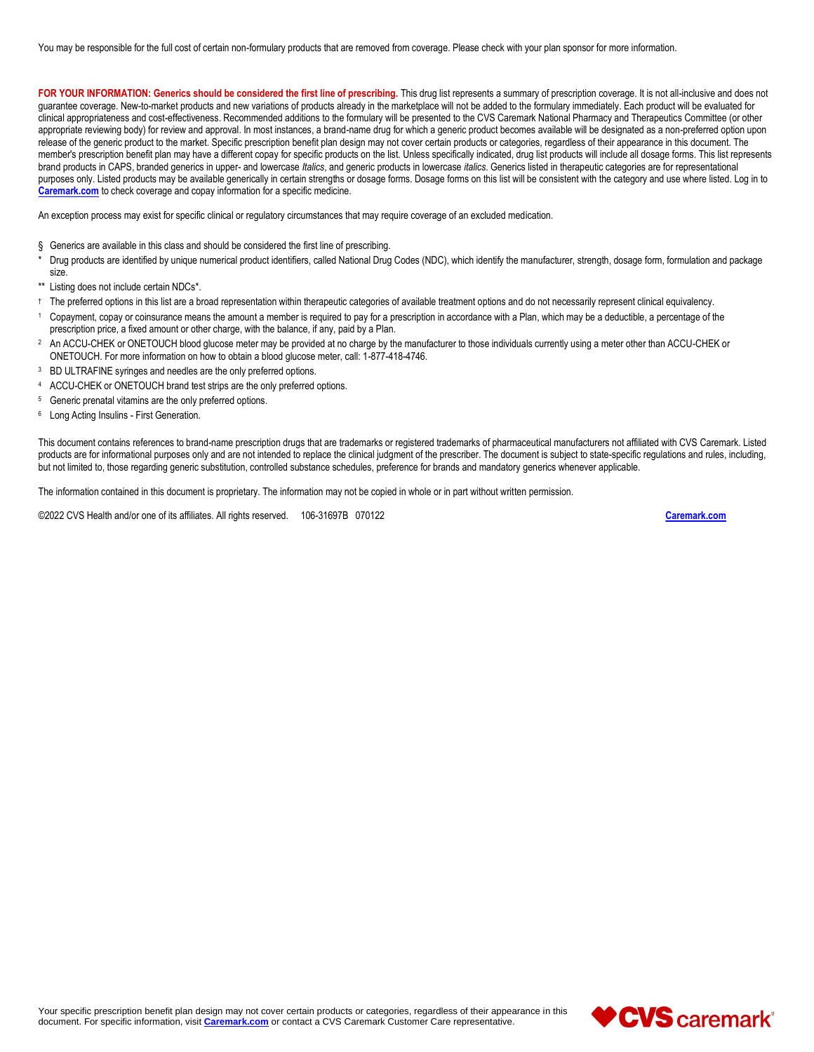You may be responsible for the full cost of certain non-formulary products that are removed from coverage. Please check with your plan sponsor for more information.

**FOR YOUR INFORMATION: Generics should be considered the first line of prescribing.** This drug list represents a summary of prescription coverage. It is not all-inclusive and does not guarantee coverage. New-to-market products and new variations of products already in the marketplace will not be added to the formulary immediately. Each product will be evaluated for clinical appropriateness and cost-effectiveness. Recommended additions to the formulary will be presented to the CVS Caremark National Pharmacy and Therapeutics Committee (or other appropriate reviewing body) for review and approval. In most instances, a brand-name drug for which a generic product becomes available will be designated as a non-preferred option upon release of the generic product to the market. Specific prescription benefit plan design may not cover certain products or categories, regardless of their appearance in this document. The member's prescription benefit plan may have a different copay for specific products on the list. Unless specifically indicated, drug list products will include all dosage forms. This list represents brand products in CAPS, branded generics in upper- and lowercase *Italics*, and generic products in lowercase *italics*. Generics listed in therapeutic categories are for representational purposes only. Listed products may be available generically in certain strengths or dosage forms. Dosage forms on this list will be consistent with the category and use where listed. Log in to **Caremark.com** to check coverage and copay information for a specific medicine.

An exception process may exist for specific clinical or regulatory circumstances that may require coverage of an excluded medication.

§ Generics are available in this class and should be considered the first line of prescribing.

\* Drug products are identified by unique numerical product identifiers, called National Drug Codes (NDC), which identify the manufacturer, strength, dosage form, formulation and package size.

\*\* Listing does not include certain NDCs\*.

† The preferred options in this list are a broad representation within therapeutic categories of available treatment options and do not necessarily represent clinical equivalency.

[1] Copayment, copay or coinsurance means the amount a member is required to pay for a prescription in accordance with a Plan, which may be a deductible, a percentage of the prescription price, a fixed amount or other charge, with the balance, if any, paid by a Plan.

[2] An ACCU-CHEK or ONETOUCH blood glucose meter may be provided at no charge by the manufacturer to those individuals currently using a meter other than ACCU-CHEK or ONETOUCH. For more information on how to obtain a blood glucose meter, call: 1-877-418-4746.

[3] BD ULTRAFINE syringes and needles are the only preferred options.

[4] ACCU-CHEK or ONETOUCH brand test strips are the only preferred options.

[5] Generic prenatal vitamins are the only preferred options.

[6] Long Acting Insulins - First Generation.

This document contains references to brand-name prescription drugs that are trademarks or registered trademarks of pharmaceutical manufacturers not affiliated with CVS Caremark. Listed products are for informational purposes only and are not intended to replace the clinical judgment of the prescriber. The document is subject to state-specific regulations and rules, including, but not limited to, those regarding generic substitution, controlled substance schedules, preference for brands and mandatory generics whenever applicable.

The information contained in this document is proprietary. The information may not be copied in whole or in part without written permission.

©2022 CVS Health and/or one of its affiliates. All rights reserved. 106-31697B 070122 **Caremark.com**

Your specific prescription benefit plan design may not cover certain products or categories, regardless of their appearance in this document. For specific information, visit **Caremark.com** or contact a CVS Caremark Customer Care representative.

CVS caremark